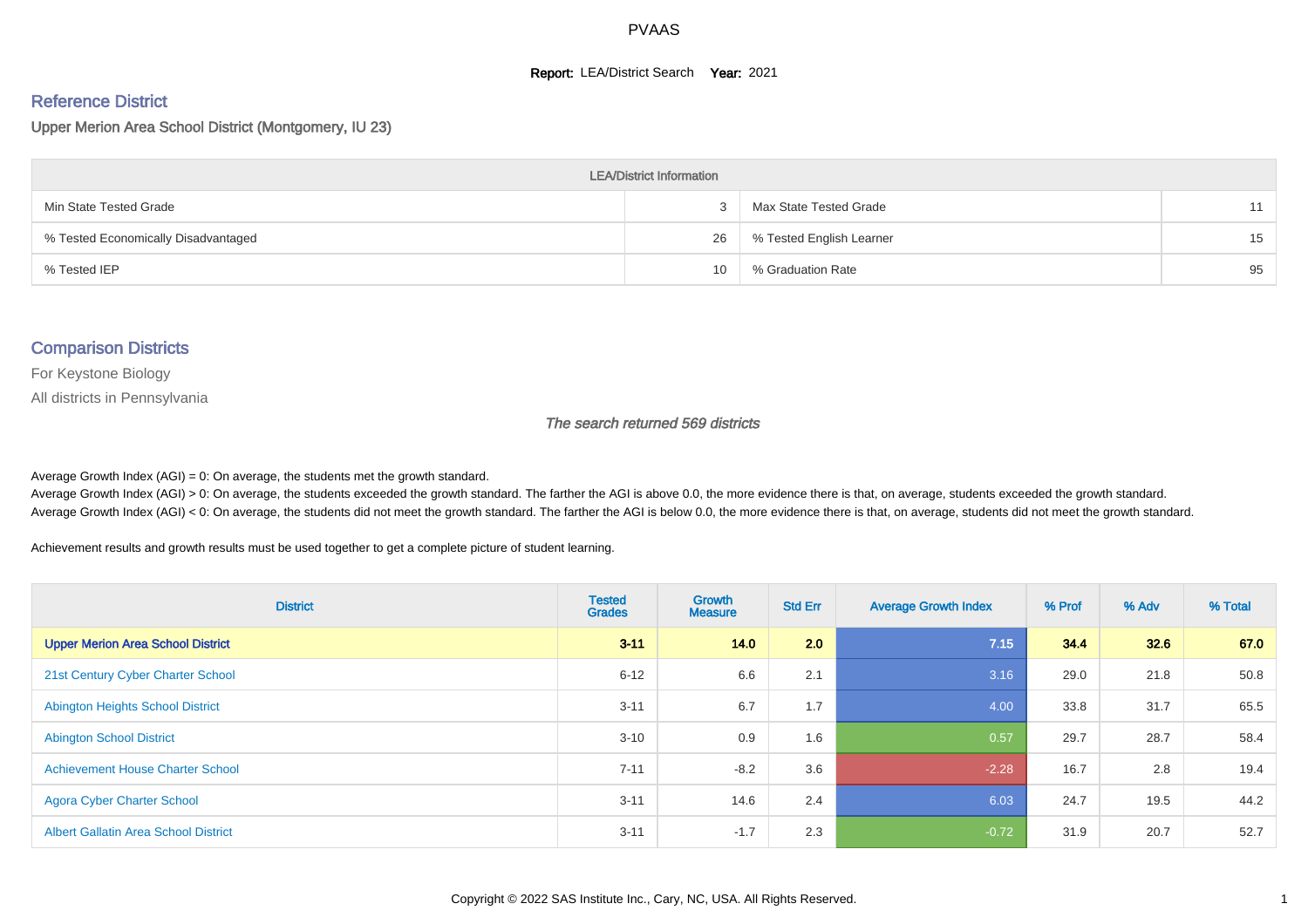# PVAAS

**Report:** LEA/District Search **Year:** 2021

## Reference District

Upper Merion Area School District (Montgomery, IU 23)

| LEA/District Information | | | |
|---|---|---|---|
| Min State Tested Grade | 3 | Max State Tested Grade | 11 |
| % Tested Economically Disadvantaged | 26 | % Tested English Learner | 15 |
| % Tested IEP | 10 | % Graduation Rate | 95 |

## Comparison Districts

For Keystone Biology

All districts in Pennsylvania

*The search returned 569 districts*

Average Growth Index (AGI) = 0: On average, the students met the growth standard.
Average Growth Index (AGI) > 0: On average, the students exceeded the growth standard. The farther the AGI is above 0.0, the more evidence there is that, on average, students exceeded the growth standard.
Average Growth Index (AGI) < 0: On average, the students did not meet the growth standard. The farther the AGI is below 0.0, the more evidence there is that, on average, students did not meet the growth standard.

Achievement results and growth results must be used together to get a complete picture of student learning.

| District | Tested Grades | Growth Measure | Std Err | Average Growth Index | % Prof | % Adv | % Total |
|---|---|---|---|---|---|---|---|
| **Upper Merion Area School District** | **3-11** | **14.0** | **2.0** | **7.15** | **34.4** | **32.6** | **67.0** |
| 21st Century Cyber Charter School | 6-12 | 6.6 | 2.1 | 3.16 | 29.0 | 21.8 | 50.8 |
| Abington Heights School District | 3-11 | 6.7 | 1.7 | 4.00 | 33.8 | 31.7 | 65.5 |
| Abington School District | 3-10 | 0.9 | 1.6 | 0.57 | 29.7 | 28.7 | 58.4 |
| Achievement House Charter School | 7-11 | -8.2 | 3.6 | -2.28 | 16.7 | 2.8 | 19.4 |
| Agora Cyber Charter School | 3-11 | 14.6 | 2.4 | 6.03 | 24.7 | 19.5 | 44.2 |
| Albert Gallatin Area School District | 3-11 | -1.7 | 2.3 | -0.72 | 31.9 | 20.7 | 52.7 |

Copyright © 2022 SAS Institute Inc., Cary, NC, USA. All Rights Reserved.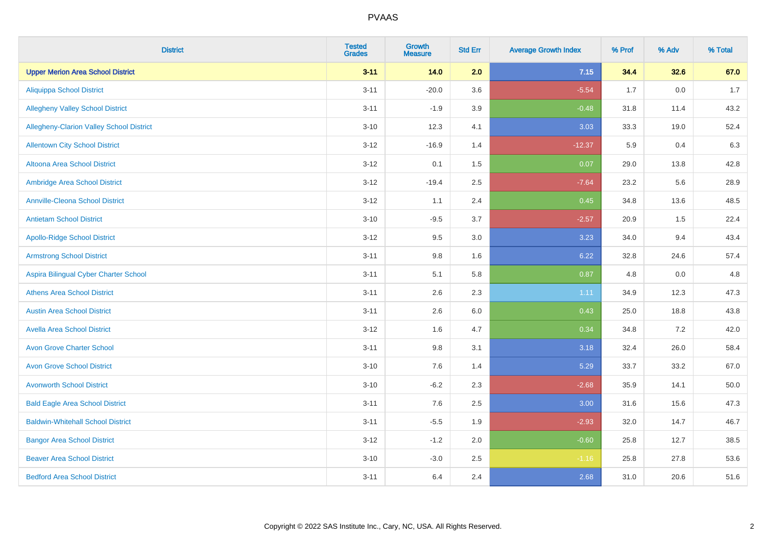| District | Tested Grades | Growth Measure | Std Err | Average Growth Index | % Prof | % Adv | % Total |
|---|---|---|---|---|---|---|---|
| **Upper Merion Area School District** | **3-11** | **14.0** | **2.0** | **7.15** | **34.4** | **32.6** | **67.0** |
| Aliquippa School District | 3-11 | -20.0 | 3.6 | -5.54 | 1.7 | 0.0 | 1.7 |
| Allegheny Valley School District | 3-11 | -1.9 | 3.9 | -0.48 | 31.8 | 11.4 | 43.2 |
| Allegheny-Clarion Valley School District | 3-10 | 12.3 | 4.1 | 3.03 | 33.3 | 19.0 | 52.4 |
| Allentown City School District | 3-12 | -16.9 | 1.4 | -12.37 | 5.9 | 0.4 | 6.3 |
| Altoona Area School District | 3-12 | 0.1 | 1.5 | 0.07 | 29.0 | 13.8 | 42.8 |
| Ambridge Area School District | 3-12 | -19.4 | 2.5 | -7.64 | 23.2 | 5.6 | 28.9 |
| Annville-Cleona School District | 3-12 | 1.1 | 2.4 | 0.45 | 34.8 | 13.6 | 48.5 |
| Antietam School District | 3-10 | -9.5 | 3.7 | -2.57 | 20.9 | 1.5 | 22.4 |
| Apollo-Ridge School District | 3-12 | 9.5 | 3.0 | 3.23 | 34.0 | 9.4 | 43.4 |
| Armstrong School District | 3-11 | 9.8 | 1.6 | 6.22 | 32.8 | 24.6 | 57.4 |
| Aspira Bilingual Cyber Charter School | 3-11 | 5.1 | 5.8 | 0.87 | 4.8 | 0.0 | 4.8 |
| Athens Area School District | 3-11 | 2.6 | 2.3 | 1.11 | 34.9 | 12.3 | 47.3 |
| Austin Area School District | 3-11 | 2.6 | 6.0 | 0.43 | 25.0 | 18.8 | 43.8 |
| Avella Area School District | 3-12 | 1.6 | 4.7 | 0.34 | 34.8 | 7.2 | 42.0 |
| Avon Grove Charter School | 3-11 | 9.8 | 3.1 | 3.18 | 32.4 | 26.0 | 58.4 |
| Avon Grove School District | 3-10 | 7.6 | 1.4 | 5.29 | 33.7 | 33.2 | 67.0 |
| Avonworth School District | 3-10 | -6.2 | 2.3 | -2.68 | 35.9 | 14.1 | 50.0 |
| Bald Eagle Area School District | 3-11 | 7.6 | 2.5 | 3.00 | 31.6 | 15.6 | 47.3 |
| Baldwin-Whitehall School District | 3-11 | -5.5 | 1.9 | -2.93 | 32.0 | 14.7 | 46.7 |
| Bangor Area School District | 3-12 | -1.2 | 2.0 | -0.60 | 25.8 | 12.7 | 38.5 |
| Beaver Area School District | 3-10 | -3.0 | 2.5 | -1.16 | 25.8 | 27.8 | 53.6 |
| Bedford Area School District | 3-11 | 6.4 | 2.4 | 2.68 | 31.0 | 20.6 | 51.6 |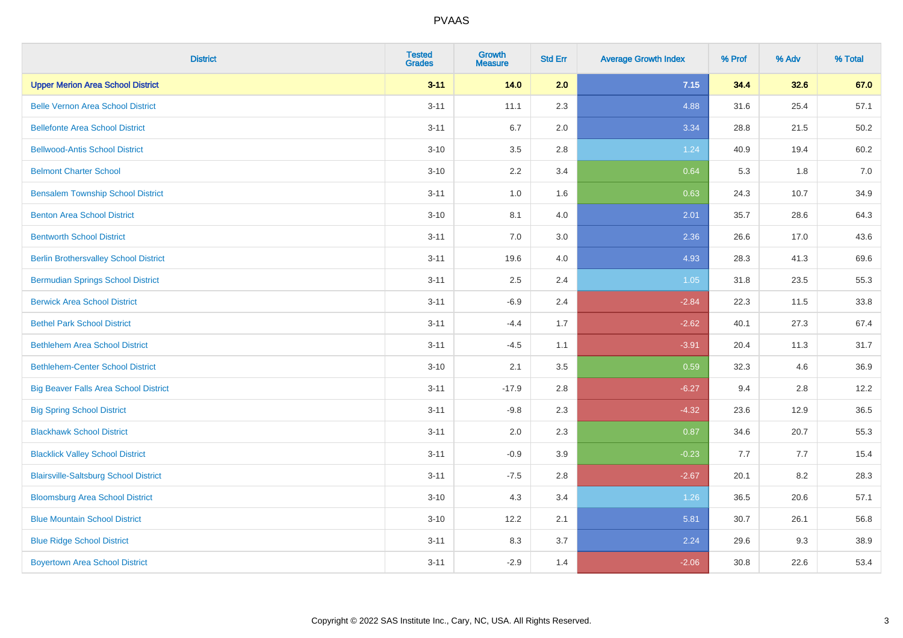# PVAAS

| District | Tested Grades | Growth Measure | Std Err | Average Growth Index | % Prof | % Adv | % Total |
|---|---|---|---|---|---|---|---|
| **Upper Merion Area School District** | **3-11** | **14.0** | **2.0** | **7.15** | **34.4** | **32.6** | **67.0** |
| Belle Vernon Area School District | 3-11 | 11.1 | 2.3 | 4.88 | 31.6 | 25.4 | 57.1 |
| Bellefonte Area School District | 3-11 | 6.7 | 2.0 | 3.34 | 28.8 | 21.5 | 50.2 |
| Bellwood-Antis School District | 3-10 | 3.5 | 2.8 | 1.24 | 40.9 | 19.4 | 60.2 |
| Belmont Charter School | 3-10 | 2.2 | 3.4 | 0.64 | 5.3 | 1.8 | 7.0 |
| Bensalem Township School District | 3-11 | 1.0 | 1.6 | 0.63 | 24.3 | 10.7 | 34.9 |
| Benton Area School District | 3-10 | 8.1 | 4.0 | 2.01 | 35.7 | 28.6 | 64.3 |
| Bentworth School District | 3-11 | 7.0 | 3.0 | 2.36 | 26.6 | 17.0 | 43.6 |
| Berlin Brothersvalley School District | 3-11 | 19.6 | 4.0 | 4.93 | 28.3 | 41.3 | 69.6 |
| Bermudian Springs School District | 3-11 | 2.5 | 2.4 | 1.05 | 31.8 | 23.5 | 55.3 |
| Berwick Area School District | 3-11 | -6.9 | 2.4 | -2.84 | 22.3 | 11.5 | 33.8 |
| Bethel Park School District | 3-11 | -4.4 | 1.7 | -2.62 | 40.1 | 27.3 | 67.4 |
| Bethlehem Area School District | 3-11 | -4.5 | 1.1 | -3.91 | 20.4 | 11.3 | 31.7 |
| Bethlehem-Center School District | 3-10 | 2.1 | 3.5 | 0.59 | 32.3 | 4.6 | 36.9 |
| Big Beaver Falls Area School District | 3-11 | -17.9 | 2.8 | -6.27 | 9.4 | 2.8 | 12.2 |
| Big Spring School District | 3-11 | -9.8 | 2.3 | -4.32 | 23.6 | 12.9 | 36.5 |
| Blackhawk School District | 3-11 | 2.0 | 2.3 | 0.87 | 34.6 | 20.7 | 55.3 |
| Blacklick Valley School District | 3-11 | -0.9 | 3.9 | -0.23 | 7.7 | 7.7 | 15.4 |
| Blairsville-Saltsburg School District | 3-11 | -7.5 | 2.8 | -2.67 | 20.1 | 8.2 | 28.3 |
| Bloomsburg Area School District | 3-10 | 4.3 | 3.4 | 1.26 | 36.5 | 20.6 | 57.1 |
| Blue Mountain School District | 3-10 | 12.2 | 2.1 | 5.81 | 30.7 | 26.1 | 56.8 |
| Blue Ridge School District | 3-11 | 8.3 | 3.7 | 2.24 | 29.6 | 9.3 | 38.9 |
| Boyertown Area School District | 3-11 | -2.9 | 1.4 | -2.06 | 30.8 | 22.6 | 53.4 |

Copyright © 2022 SAS Institute Inc., Cary, NC, USA. All Rights Reserved.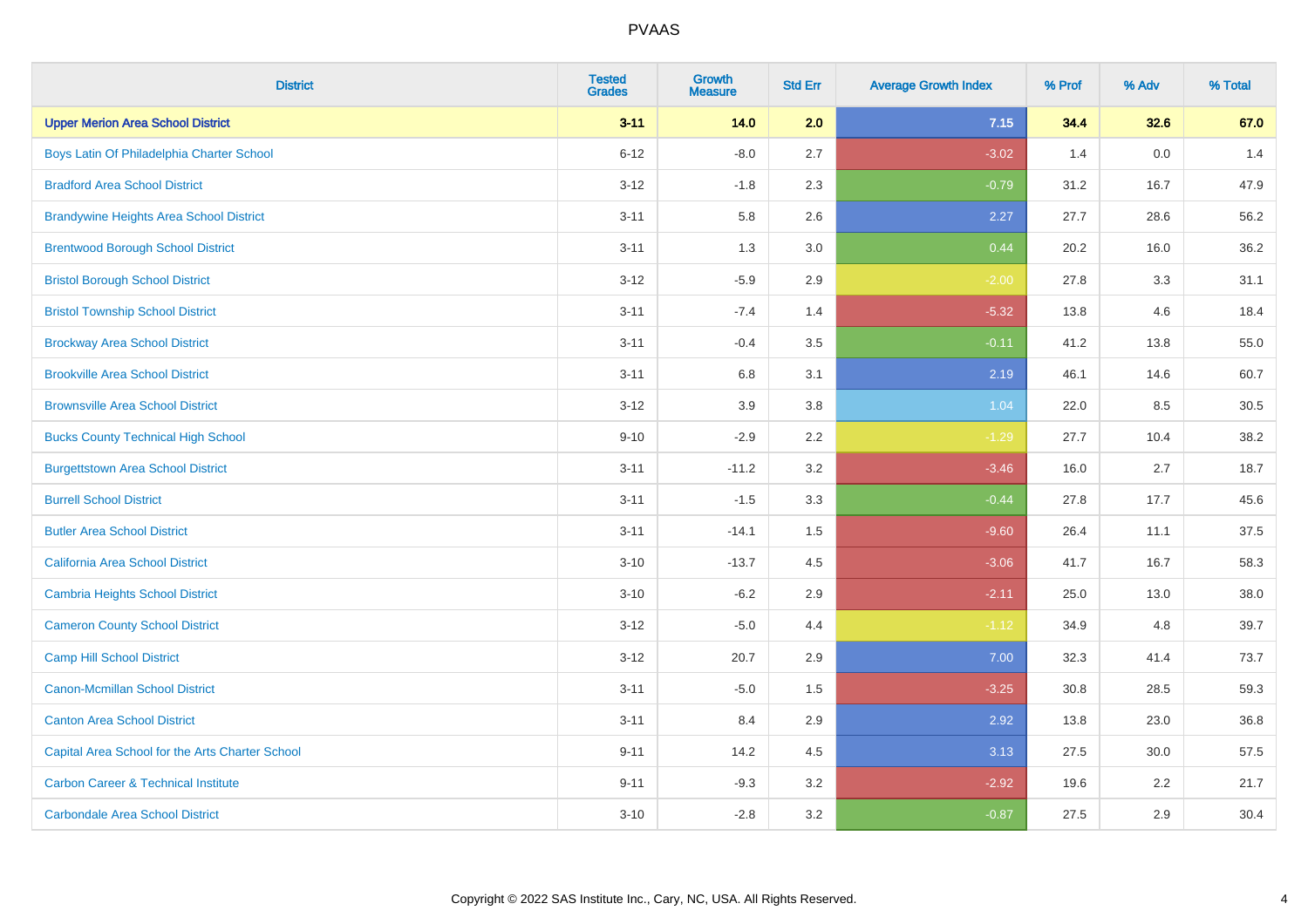# PVAAS

| District | Tested Grades | Growth Measure | Std Err | Average Growth Index | % Prof | % Adv | % Total |
|---|---|---|---|---|---|---|---|
| **Upper Merion Area School District** | **3-11** | **14.0** | **2.0** | **7.15** | **34.4** | **32.6** | **67.0** |
| Boys Latin Of Philadelphia Charter School | 6-12 | -8.0 | 2.7 | -3.02 | 1.4 | 0.0 | 1.4 |
| Bradford Area School District | 3-12 | -1.8 | 2.3 | -0.79 | 31.2 | 16.7 | 47.9 |
| Brandywine Heights Area School District | 3-11 | 5.8 | 2.6 | 2.27 | 27.7 | 28.6 | 56.2 |
| Brentwood Borough School District | 3-11 | 1.3 | 3.0 | 0.44 | 20.2 | 16.0 | 36.2 |
| Bristol Borough School District | 3-12 | -5.9 | 2.9 | -2.00 | 27.8 | 3.3 | 31.1 |
| Bristol Township School District | 3-11 | -7.4 | 1.4 | -5.32 | 13.8 | 4.6 | 18.4 |
| Brockway Area School District | 3-11 | -0.4 | 3.5 | -0.11 | 41.2 | 13.8 | 55.0 |
| Brookville Area School District | 3-11 | 6.8 | 3.1 | 2.19 | 46.1 | 14.6 | 60.7 |
| Brownsville Area School District | 3-12 | 3.9 | 3.8 | 1.04 | 22.0 | 8.5 | 30.5 |
| Bucks County Technical High School | 9-10 | -2.9 | 2.2 | -1.29 | 27.7 | 10.4 | 38.2 |
| Burgettstown Area School District | 3-11 | -11.2 | 3.2 | -3.46 | 16.0 | 2.7 | 18.7 |
| Burrell School District | 3-11 | -1.5 | 3.3 | -0.44 | 27.8 | 17.7 | 45.6 |
| Butler Area School District | 3-11 | -14.1 | 1.5 | -9.60 | 26.4 | 11.1 | 37.5 |
| California Area School District | 3-10 | -13.7 | 4.5 | -3.06 | 41.7 | 16.7 | 58.3 |
| Cambria Heights School District | 3-10 | -6.2 | 2.9 | -2.11 | 25.0 | 13.0 | 38.0 |
| Cameron County School District | 3-12 | -5.0 | 4.4 | -1.12 | 34.9 | 4.8 | 39.7 |
| Camp Hill School District | 3-12 | 20.7 | 2.9 | 7.00 | 32.3 | 41.4 | 73.7 |
| Canon-Mcmillan School District | 3-11 | -5.0 | 1.5 | -3.25 | 30.8 | 28.5 | 59.3 |
| Canton Area School District | 3-11 | 8.4 | 2.9 | 2.92 | 13.8 | 23.0 | 36.8 |
| Capital Area School for the Arts Charter School | 9-11 | 14.2 | 4.5 | 3.13 | 27.5 | 30.0 | 57.5 |
| Carbon Career & Technical Institute | 9-11 | -9.3 | 3.2 | -2.92 | 19.6 | 2.2 | 21.7 |
| Carbondale Area School District | 3-10 | -2.8 | 3.2 | -0.87 | 27.5 | 2.9 | 30.4 |

Copyright © 2022 SAS Institute Inc., Cary, NC, USA. All Rights Reserved.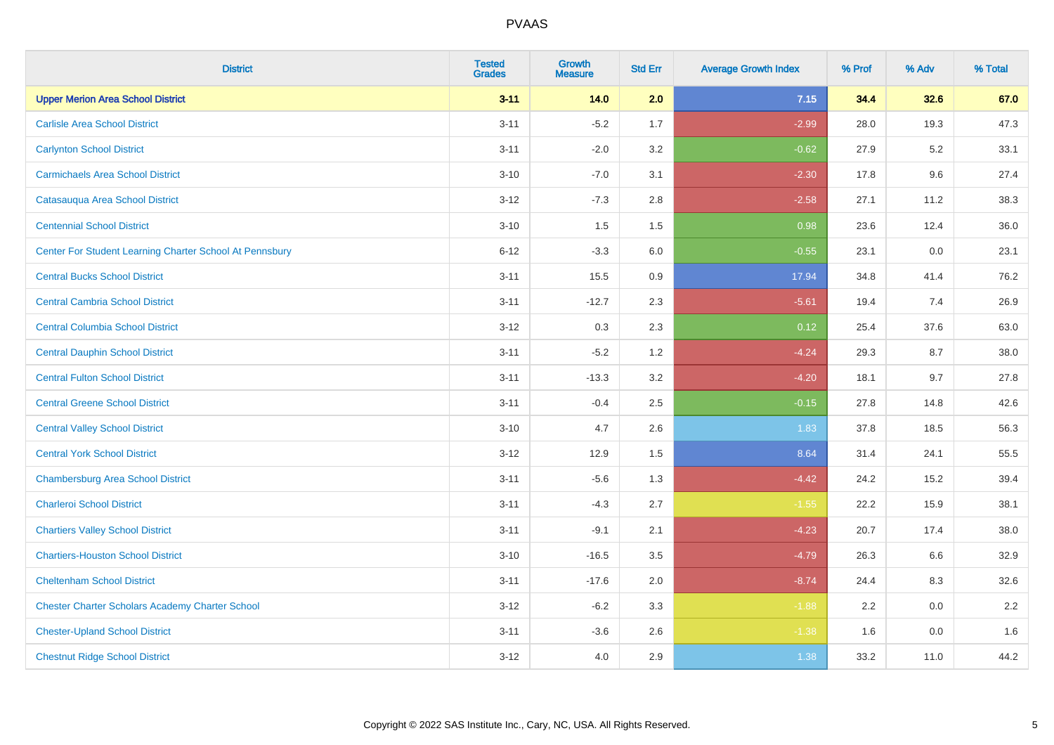# PVAAS

| District | Tested Grades | Growth Measure | Std Err | Average Growth Index | % Prof | % Adv | % Total |
|---|---|---|---|---|---|---|---|
| **Upper Merion Area School District** | **3-11** | **14.0** | **2.0** | **7.15** | **34.4** | **32.6** | **67.0** |
| Carlisle Area School District | 3-11 | -5.2 | 1.7 | -2.99 | 28.0 | 19.3 | 47.3 |
| Carlynton School District | 3-11 | -2.0 | 3.2 | -0.62 | 27.9 | 5.2 | 33.1 |
| Carmichaels Area School District | 3-10 | -7.0 | 3.1 | -2.30 | 17.8 | 9.6 | 27.4 |
| Catasauqua Area School District | 3-12 | -7.3 | 2.8 | -2.58 | 27.1 | 11.2 | 38.3 |
| Centennial School District | 3-10 | 1.5 | 1.5 | 0.98 | 23.6 | 12.4 | 36.0 |
| Center For Student Learning Charter School At Pennsbury | 6-12 | -3.3 | 6.0 | -0.55 | 23.1 | 0.0 | 23.1 |
| Central Bucks School District | 3-11 | 15.5 | 0.9 | 17.94 | 34.8 | 41.4 | 76.2 |
| Central Cambria School District | 3-11 | -12.7 | 2.3 | -5.61 | 19.4 | 7.4 | 26.9 |
| Central Columbia School District | 3-12 | 0.3 | 2.3 | 0.12 | 25.4 | 37.6 | 63.0 |
| Central Dauphin School District | 3-11 | -5.2 | 1.2 | -4.24 | 29.3 | 8.7 | 38.0 |
| Central Fulton School District | 3-11 | -13.3 | 3.2 | -4.20 | 18.1 | 9.7 | 27.8 |
| Central Greene School District | 3-11 | -0.4 | 2.5 | -0.15 | 27.8 | 14.8 | 42.6 |
| Central Valley School District | 3-10 | 4.7 | 2.6 | 1.83 | 37.8 | 18.5 | 56.3 |
| Central York School District | 3-12 | 12.9 | 1.5 | 8.64 | 31.4 | 24.1 | 55.5 |
| Chambersburg Area School District | 3-11 | -5.6 | 1.3 | -4.42 | 24.2 | 15.2 | 39.4 |
| Charleroi School District | 3-11 | -4.3 | 2.7 | -1.55 | 22.2 | 15.9 | 38.1 |
| Chartiers Valley School District | 3-11 | -9.1 | 2.1 | -4.23 | 20.7 | 17.4 | 38.0 |
| Chartiers-Houston School District | 3-10 | -16.5 | 3.5 | -4.79 | 26.3 | 6.6 | 32.9 |
| Cheltenham School District | 3-11 | -17.6 | 2.0 | -8.74 | 24.4 | 8.3 | 32.6 |
| Chester Charter Scholars Academy Charter School | 3-12 | -6.2 | 3.3 | -1.88 | 2.2 | 0.0 | 2.2 |
| Chester-Upland School District | 3-11 | -3.6 | 2.6 | -1.38 | 1.6 | 0.0 | 1.6 |
| Chestnut Ridge School District | 3-12 | 4.0 | 2.9 | 1.38 | 33.2 | 11.0 | 44.2 |

Copyright © 2022 SAS Institute Inc., Cary, NC, USA. All Rights Reserved.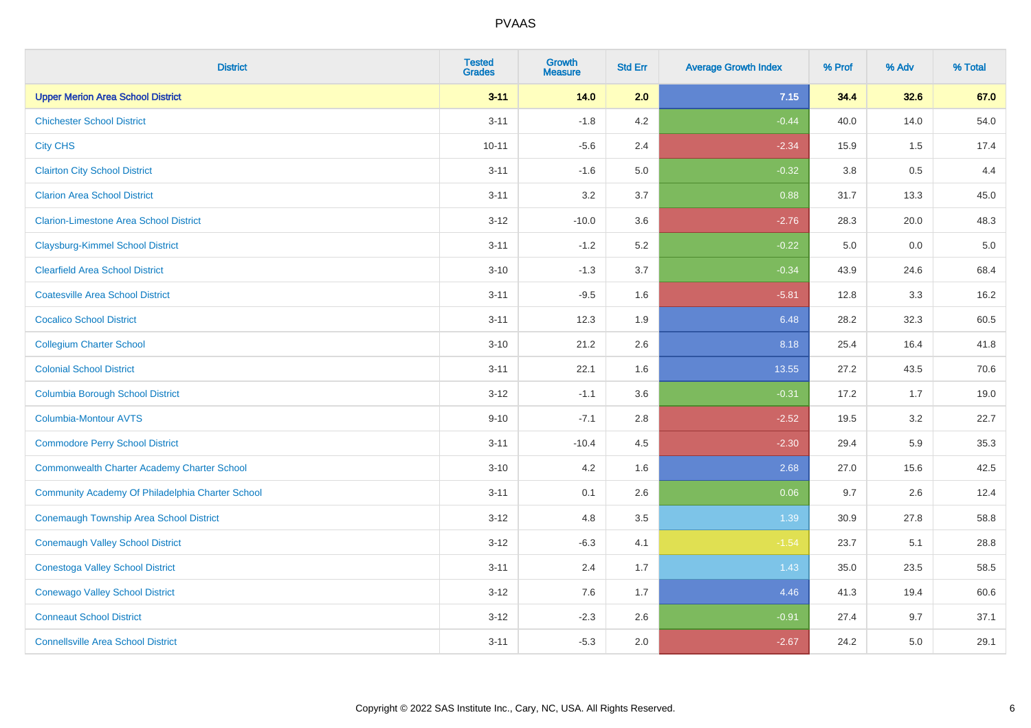# PVAAS

| District | Tested Grades | Growth Measure | Std Err | Average Growth Index | % Prof | % Adv | % Total |
|---|---|---|---|---|---|---|---|
| **Upper Merion Area School District** | **3-11** | **14.0** | **2.0** | **7.15** | **34.4** | **32.6** | **67.0** |
| Chichester School District | 3-11 | -1.8 | 4.2 | -0.44 | 40.0 | 14.0 | 54.0 |
| City CHS | 10-11 | -5.6 | 2.4 | -2.34 | 15.9 | 1.5 | 17.4 |
| Clairton City School District | 3-11 | -1.6 | 5.0 | -0.32 | 3.8 | 0.5 | 4.4 |
| Clarion Area School District | 3-11 | 3.2 | 3.7 | 0.88 | 31.7 | 13.3 | 45.0 |
| Clarion-Limestone Area School District | 3-12 | -10.0 | 3.6 | -2.76 | 28.3 | 20.0 | 48.3 |
| Claysburg-Kimmel School District | 3-11 | -1.2 | 5.2 | -0.22 | 5.0 | 0.0 | 5.0 |
| Clearfield Area School District | 3-10 | -1.3 | 3.7 | -0.34 | 43.9 | 24.6 | 68.4 |
| Coatesville Area School District | 3-11 | -9.5 | 1.6 | -5.81 | 12.8 | 3.3 | 16.2 |
| Cocalico School District | 3-11 | 12.3 | 1.9 | 6.48 | 28.2 | 32.3 | 60.5 |
| Collegium Charter School | 3-10 | 21.2 | 2.6 | 8.18 | 25.4 | 16.4 | 41.8 |
| Colonial School District | 3-11 | 22.1 | 1.6 | 13.55 | 27.2 | 43.5 | 70.6 |
| Columbia Borough School District | 3-12 | -1.1 | 3.6 | -0.31 | 17.2 | 1.7 | 19.0 |
| Columbia-Montour AVTS | 9-10 | -7.1 | 2.8 | -2.52 | 19.5 | 3.2 | 22.7 |
| Commodore Perry School District | 3-11 | -10.4 | 4.5 | -2.30 | 29.4 | 5.9 | 35.3 |
| Commonwealth Charter Academy Charter School | 3-10 | 4.2 | 1.6 | 2.68 | 27.0 | 15.6 | 42.5 |
| Community Academy Of Philadelphia Charter School | 3-11 | 0.1 | 2.6 | 0.06 | 9.7 | 2.6 | 12.4 |
| Conemaugh Township Area School District | 3-12 | 4.8 | 3.5 | 1.39 | 30.9 | 27.8 | 58.8 |
| Conemaugh Valley School District | 3-12 | -6.3 | 4.1 | -1.54 | 23.7 | 5.1 | 28.8 |
| Conestoga Valley School District | 3-11 | 2.4 | 1.7 | 1.43 | 35.0 | 23.5 | 58.5 |
| Conewago Valley School District | 3-12 | 7.6 | 1.7 | 4.46 | 41.3 | 19.4 | 60.6 |
| Conneaut School District | 3-12 | -2.3 | 2.6 | -0.91 | 27.4 | 9.7 | 37.1 |
| Connellsville Area School District | 3-11 | -5.3 | 2.0 | -2.67 | 24.2 | 5.0 | 29.1 |

Copyright © 2022 SAS Institute Inc., Cary, NC, USA. All Rights Reserved.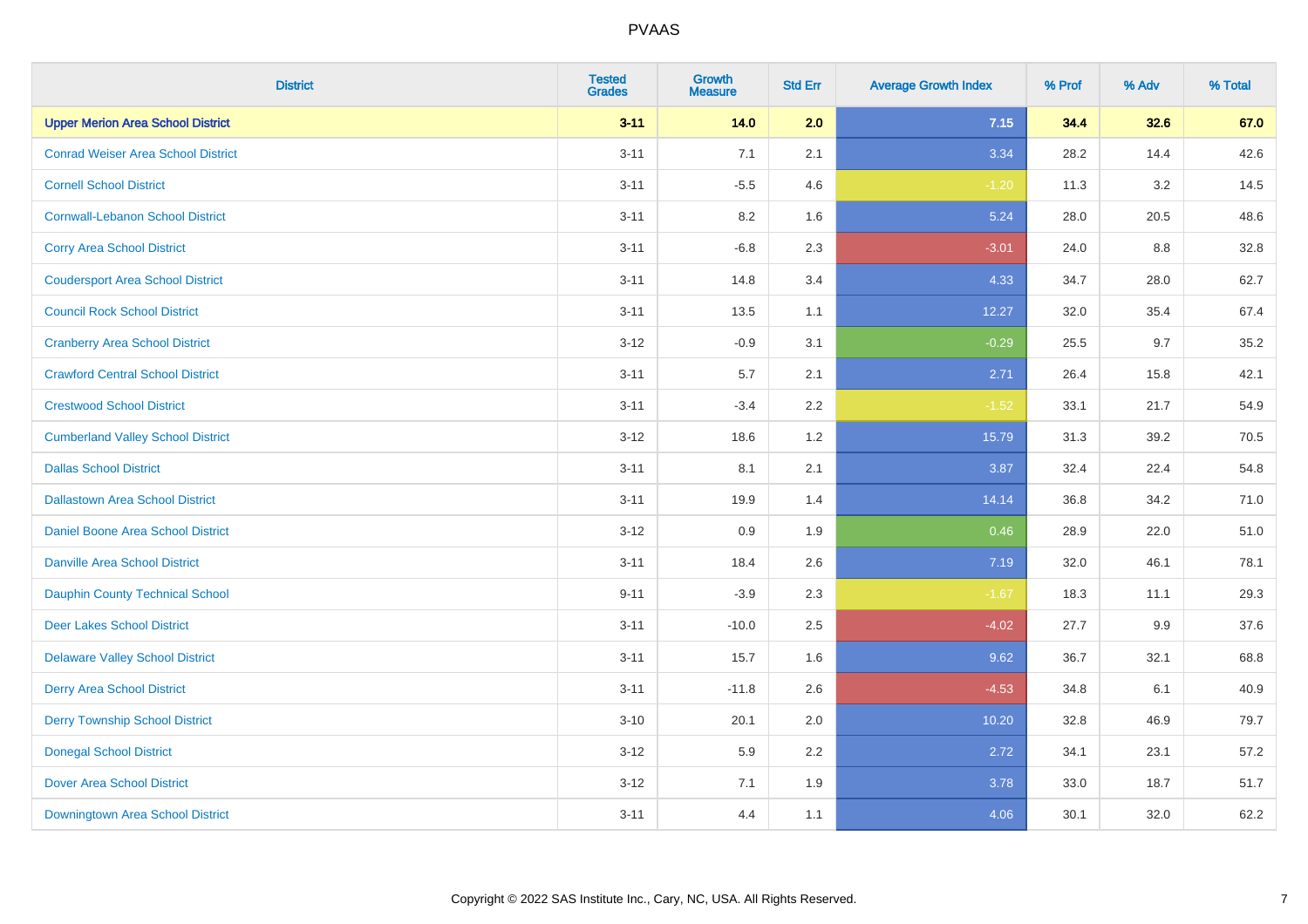# PVAAS

| District | Tested Grades | Growth Measure | Std Err | Average Growth Index | % Prof | % Adv | % Total |
|---|---|---|---|---|---|---|---|
| **Upper Merion Area School District** | **3-11** | **14.0** | **2.0** | **7.15** | **34.4** | **32.6** | **67.0** |
| Conrad Weiser Area School District | 3-11 | 7.1 | 2.1 | 3.34 | 28.2 | 14.4 | 42.6 |
| Cornell School District | 3-11 | -5.5 | 4.6 | -1.20 | 11.3 | 3.2 | 14.5 |
| Cornwall-Lebanon School District | 3-11 | 8.2 | 1.6 | 5.24 | 28.0 | 20.5 | 48.6 |
| Corry Area School District | 3-11 | -6.8 | 2.3 | -3.01 | 24.0 | 8.8 | 32.8 |
| Coudersport Area School District | 3-11 | 14.8 | 3.4 | 4.33 | 34.7 | 28.0 | 62.7 |
| Council Rock School District | 3-11 | 13.5 | 1.1 | 12.27 | 32.0 | 35.4 | 67.4 |
| Cranberry Area School District | 3-12 | -0.9 | 3.1 | -0.29 | 25.5 | 9.7 | 35.2 |
| Crawford Central School District | 3-11 | 5.7 | 2.1 | 2.71 | 26.4 | 15.8 | 42.1 |
| Crestwood School District | 3-11 | -3.4 | 2.2 | -1.52 | 33.1 | 21.7 | 54.9 |
| Cumberland Valley School District | 3-12 | 18.6 | 1.2 | 15.79 | 31.3 | 39.2 | 70.5 |
| Dallas School District | 3-11 | 8.1 | 2.1 | 3.87 | 32.4 | 22.4 | 54.8 |
| Dallastown Area School District | 3-11 | 19.9 | 1.4 | 14.14 | 36.8 | 34.2 | 71.0 |
| Daniel Boone Area School District | 3-12 | 0.9 | 1.9 | 0.46 | 28.9 | 22.0 | 51.0 |
| Danville Area School District | 3-11 | 18.4 | 2.6 | 7.19 | 32.0 | 46.1 | 78.1 |
| Dauphin County Technical School | 9-11 | -3.9 | 2.3 | -1.67 | 18.3 | 11.1 | 29.3 |
| Deer Lakes School District | 3-11 | -10.0 | 2.5 | -4.02 | 27.7 | 9.9 | 37.6 |
| Delaware Valley School District | 3-11 | 15.7 | 1.6 | 9.62 | 36.7 | 32.1 | 68.8 |
| Derry Area School District | 3-11 | -11.8 | 2.6 | -4.53 | 34.8 | 6.1 | 40.9 |
| Derry Township School District | 3-10 | 20.1 | 2.0 | 10.20 | 32.8 | 46.9 | 79.7 |
| Donegal School District | 3-12 | 5.9 | 2.2 | 2.72 | 34.1 | 23.1 | 57.2 |
| Dover Area School District | 3-12 | 7.1 | 1.9 | 3.78 | 33.0 | 18.7 | 51.7 |
| Downingtown Area School District | 3-11 | 4.4 | 1.1 | 4.06 | 30.1 | 32.0 | 62.2 |

Copyright © 2022 SAS Institute Inc., Cary, NC, USA. All Rights Reserved.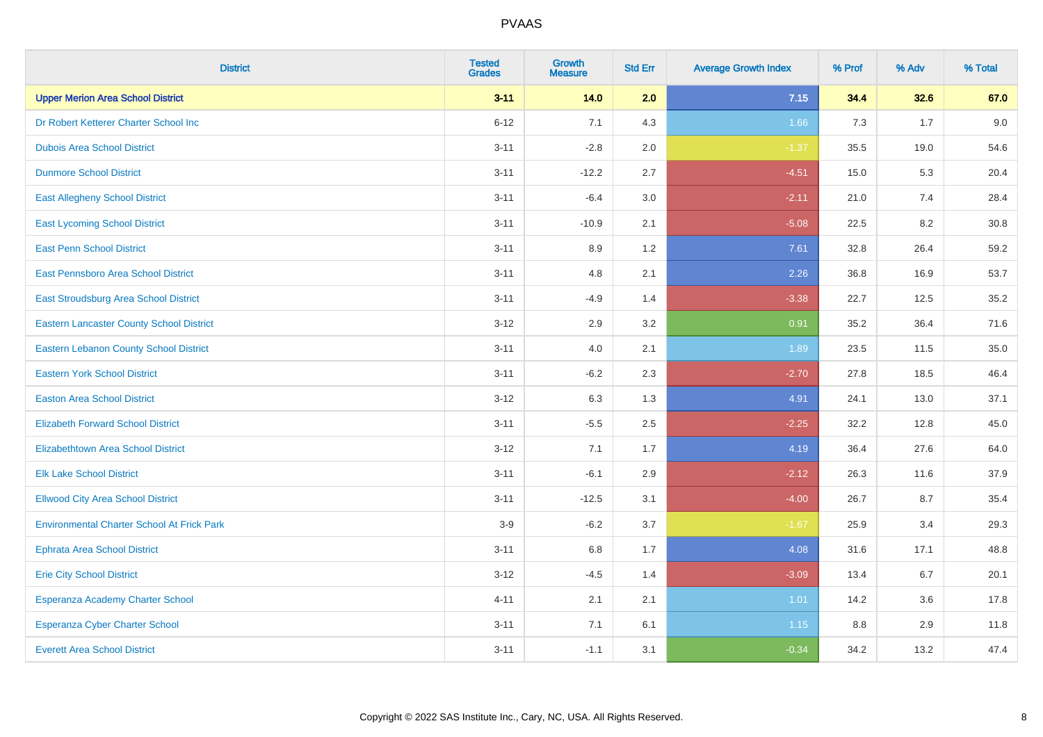# PVAAS

| District | Tested Grades | Growth Measure | Std Err | Average Growth Index | % Prof | % Adv | % Total |
|---|---|---|---|---|---|---|---|
| **Upper Merion Area School District** | **3-11** | **14.0** | **2.0** | **7.15** | **34.4** | **32.6** | **67.0** |
| Dr Robert Ketterer Charter School Inc | 6-12 | 7.1 | 4.3 | 1.66 | 7.3 | 1.7 | 9.0 |
| Dubois Area School District | 3-11 | -2.8 | 2.0 | -1.37 | 35.5 | 19.0 | 54.6 |
| Dunmore School District | 3-11 | -12.2 | 2.7 | -4.51 | 15.0 | 5.3 | 20.4 |
| East Allegheny School District | 3-11 | -6.4 | 3.0 | -2.11 | 21.0 | 7.4 | 28.4 |
| East Lycoming School District | 3-11 | -10.9 | 2.1 | -5.08 | 22.5 | 8.2 | 30.8 |
| East Penn School District | 3-11 | 8.9 | 1.2 | 7.61 | 32.8 | 26.4 | 59.2 |
| East Pennsboro Area School District | 3-11 | 4.8 | 2.1 | 2.26 | 36.8 | 16.9 | 53.7 |
| East Stroudsburg Area School District | 3-11 | -4.9 | 1.4 | -3.38 | 22.7 | 12.5 | 35.2 |
| Eastern Lancaster County School District | 3-12 | 2.9 | 3.2 | 0.91 | 35.2 | 36.4 | 71.6 |
| Eastern Lebanon County School District | 3-11 | 4.0 | 2.1 | 1.89 | 23.5 | 11.5 | 35.0 |
| Eastern York School District | 3-11 | -6.2 | 2.3 | -2.70 | 27.8 | 18.5 | 46.4 |
| Easton Area School District | 3-12 | 6.3 | 1.3 | 4.91 | 24.1 | 13.0 | 37.1 |
| Elizabeth Forward School District | 3-11 | -5.5 | 2.5 | -2.25 | 32.2 | 12.8 | 45.0 |
| Elizabethtown Area School District | 3-12 | 7.1 | 1.7 | 4.19 | 36.4 | 27.6 | 64.0 |
| Elk Lake School District | 3-11 | -6.1 | 2.9 | -2.12 | 26.3 | 11.6 | 37.9 |
| Ellwood City Area School District | 3-11 | -12.5 | 3.1 | -4.00 | 26.7 | 8.7 | 35.4 |
| Environmental Charter School At Frick Park | 3-9 | -6.2 | 3.7 | -1.67 | 25.9 | 3.4 | 29.3 |
| Ephrata Area School District | 3-11 | 6.8 | 1.7 | 4.08 | 31.6 | 17.1 | 48.8 |
| Erie City School District | 3-12 | -4.5 | 1.4 | -3.09 | 13.4 | 6.7 | 20.1 |
| Esperanza Academy Charter School | 4-11 | 2.1 | 2.1 | 1.01 | 14.2 | 3.6 | 17.8 |
| Esperanza Cyber Charter School | 3-11 | 7.1 | 6.1 | 1.15 | 8.8 | 2.9 | 11.8 |
| Everett Area School District | 3-11 | -1.1 | 3.1 | -0.34 | 34.2 | 13.2 | 47.4 |

Copyright © 2022 SAS Institute Inc., Cary, NC, USA. All Rights Reserved.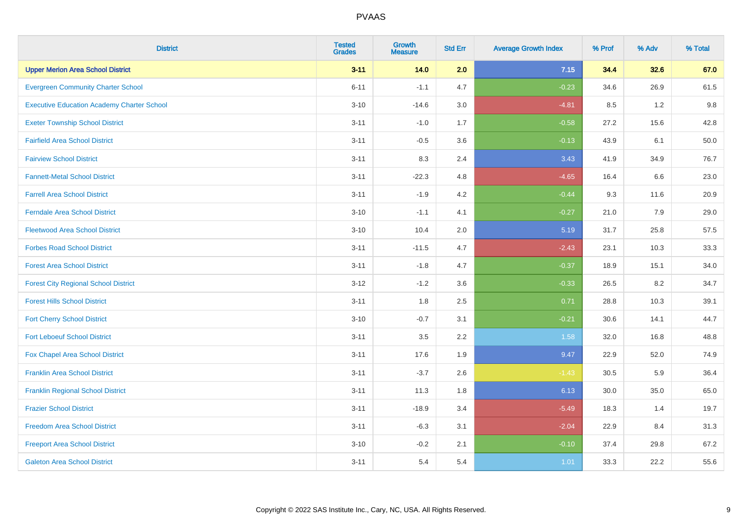# PVAAS

| District | Tested Grades | Growth Measure | Std Err | Average Growth Index | % Prof | % Adv | % Total |
|---|---|---|---|---|---|---|---|
| **Upper Merion Area School District** | **3-11** | **14.0** | **2.0** | **7.15** | **34.4** | **32.6** | **67.0** |
| Evergreen Community Charter School | 6-11 | -1.1 | 4.7 | -0.23 | 34.6 | 26.9 | 61.5 |
| Executive Education Academy Charter School | 3-10 | -14.6 | 3.0 | -4.81 | 8.5 | 1.2 | 9.8 |
| Exeter Township School District | 3-11 | -1.0 | 1.7 | -0.58 | 27.2 | 15.6 | 42.8 |
| Fairfield Area School District | 3-11 | -0.5 | 3.6 | -0.13 | 43.9 | 6.1 | 50.0 |
| Fairview School District | 3-11 | 8.3 | 2.4 | 3.43 | 41.9 | 34.9 | 76.7 |
| Fannett-Metal School District | 3-11 | -22.3 | 4.8 | -4.65 | 16.4 | 6.6 | 23.0 |
| Farrell Area School District | 3-11 | -1.9 | 4.2 | -0.44 | 9.3 | 11.6 | 20.9 |
| Ferndale Area School District | 3-10 | -1.1 | 4.1 | -0.27 | 21.0 | 7.9 | 29.0 |
| Fleetwood Area School District | 3-10 | 10.4 | 2.0 | 5.19 | 31.7 | 25.8 | 57.5 |
| Forbes Road School District | 3-11 | -11.5 | 4.7 | -2.43 | 23.1 | 10.3 | 33.3 |
| Forest Area School District | 3-11 | -1.8 | 4.7 | -0.37 | 18.9 | 15.1 | 34.0 |
| Forest City Regional School District | 3-12 | -1.2 | 3.6 | -0.33 | 26.5 | 8.2 | 34.7 |
| Forest Hills School District | 3-11 | 1.8 | 2.5 | 0.71 | 28.8 | 10.3 | 39.1 |
| Fort Cherry School District | 3-10 | -0.7 | 3.1 | -0.21 | 30.6 | 14.1 | 44.7 |
| Fort Leboeuf School District | 3-11 | 3.5 | 2.2 | 1.58 | 32.0 | 16.8 | 48.8 |
| Fox Chapel Area School District | 3-11 | 17.6 | 1.9 | 9.47 | 22.9 | 52.0 | 74.9 |
| Franklin Area School District | 3-11 | -3.7 | 2.6 | -1.43 | 30.5 | 5.9 | 36.4 |
| Franklin Regional School District | 3-11 | 11.3 | 1.8 | 6.13 | 30.0 | 35.0 | 65.0 |
| Frazier School District | 3-11 | -18.9 | 3.4 | -5.49 | 18.3 | 1.4 | 19.7 |
| Freedom Area School District | 3-11 | -6.3 | 3.1 | -2.04 | 22.9 | 8.4 | 31.3 |
| Freeport Area School District | 3-10 | -0.2 | 2.1 | -0.10 | 37.4 | 29.8 | 67.2 |
| Galeton Area School District | 3-11 | 5.4 | 5.4 | 1.01 | 33.3 | 22.2 | 55.6 |

Copyright © 2022 SAS Institute Inc., Cary, NC, USA. All Rights Reserved.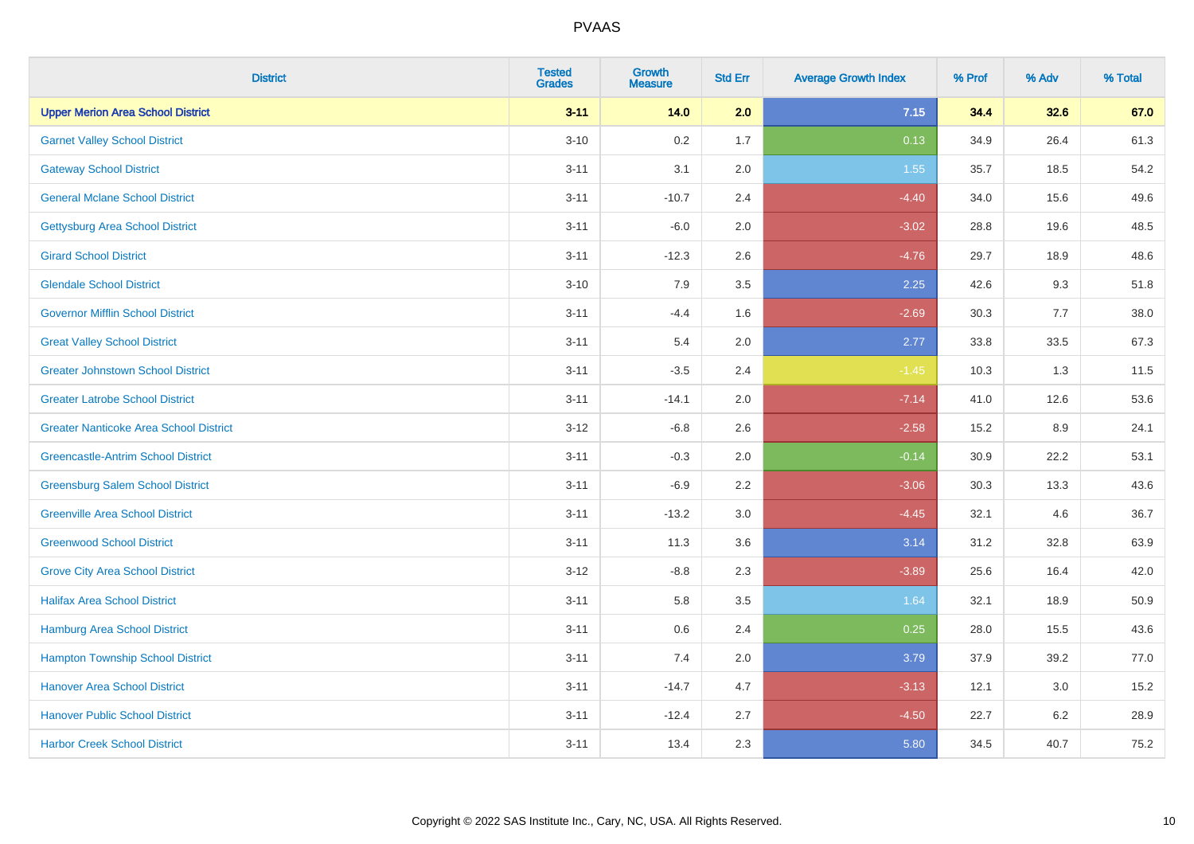| District | Tested Grades | Growth Measure | Std Err | Average Growth Index | % Prof | % Adv | % Total |
|---|---|---|---|---|---|---|---|
| **Upper Merion Area School District** | **3-11** | **14.0** | **2.0** | **7.15** | **34.4** | **32.6** | **67.0** |
| Garnet Valley School District | 3-10 | 0.2 | 1.7 | 0.13 | 34.9 | 26.4 | 61.3 |
| Gateway School District | 3-11 | 3.1 | 2.0 | 1.55 | 35.7 | 18.5 | 54.2 |
| General Mclane School District | 3-11 | -10.7 | 2.4 | -4.40 | 34.0 | 15.6 | 49.6 |
| Gettysburg Area School District | 3-11 | -6.0 | 2.0 | -3.02 | 28.8 | 19.6 | 48.5 |
| Girard School District | 3-11 | -12.3 | 2.6 | -4.76 | 29.7 | 18.9 | 48.6 |
| Glendale School District | 3-10 | 7.9 | 3.5 | 2.25 | 42.6 | 9.3 | 51.8 |
| Governor Mifflin School District | 3-11 | -4.4 | 1.6 | -2.69 | 30.3 | 7.7 | 38.0 |
| Great Valley School District | 3-11 | 5.4 | 2.0 | 2.77 | 33.8 | 33.5 | 67.3 |
| Greater Johnstown School District | 3-11 | -3.5 | 2.4 | -1.45 | 10.3 | 1.3 | 11.5 |
| Greater Latrobe School District | 3-11 | -14.1 | 2.0 | -7.14 | 41.0 | 12.6 | 53.6 |
| Greater Nanticoke Area School District | 3-12 | -6.8 | 2.6 | -2.58 | 15.2 | 8.9 | 24.1 |
| Greencastle-Antrim School District | 3-11 | -0.3 | 2.0 | -0.14 | 30.9 | 22.2 | 53.1 |
| Greensburg Salem School District | 3-11 | -6.9 | 2.2 | -3.06 | 30.3 | 13.3 | 43.6 |
| Greenville Area School District | 3-11 | -13.2 | 3.0 | -4.45 | 32.1 | 4.6 | 36.7 |
| Greenwood School District | 3-11 | 11.3 | 3.6 | 3.14 | 31.2 | 32.8 | 63.9 |
| Grove City Area School District | 3-12 | -8.8 | 2.3 | -3.89 | 25.6 | 16.4 | 42.0 |
| Halifax Area School District | 3-11 | 5.8 | 3.5 | 1.64 | 32.1 | 18.9 | 50.9 |
| Hamburg Area School District | 3-11 | 0.6 | 2.4 | 0.25 | 28.0 | 15.5 | 43.6 |
| Hampton Township School District | 3-11 | 7.4 | 2.0 | 3.79 | 37.9 | 39.2 | 77.0 |
| Hanover Area School District | 3-11 | -14.7 | 4.7 | -3.13 | 12.1 | 3.0 | 15.2 |
| Hanover Public School District | 3-11 | -12.4 | 2.7 | -4.50 | 22.7 | 6.2 | 28.9 |
| Harbor Creek School District | 3-11 | 13.4 | 2.3 | 5.80 | 34.5 | 40.7 | 75.2 |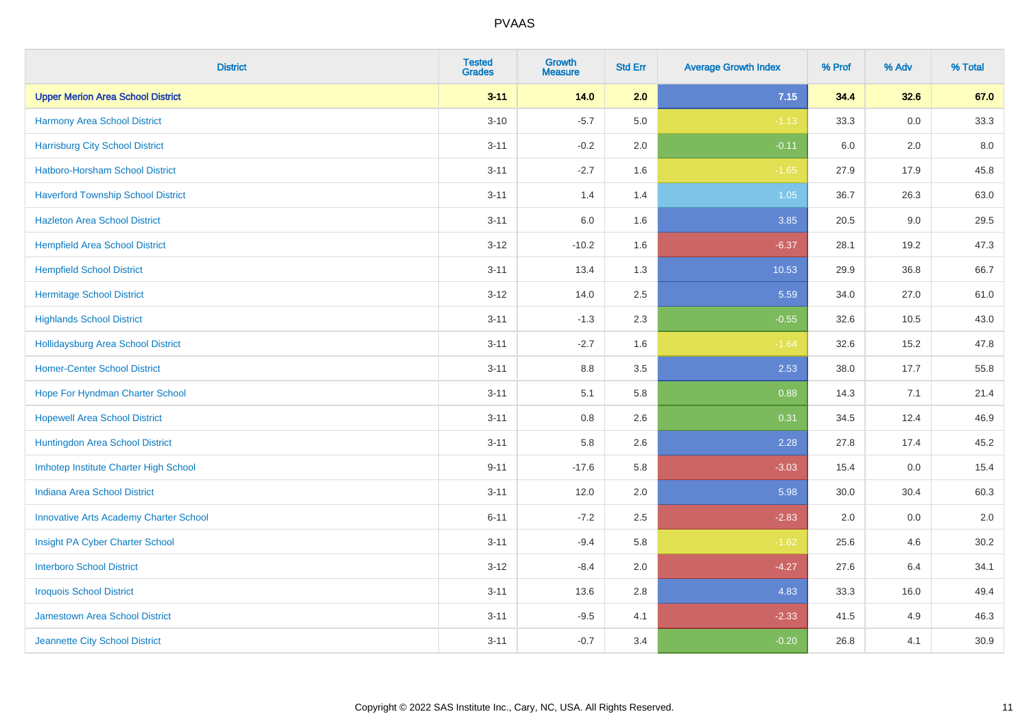# PVAAS

| District | Tested Grades | Growth Measure | Std Err | Average Growth Index | % Prof | % Adv | % Total |
|---|---|---|---|---|---|---|---|
| **Upper Merion Area School District** | **3-11** | **14.0** | **2.0** | **7.15** | **34.4** | **32.6** | **67.0** |
| Harmony Area School District | 3-10 | -5.7 | 5.0 | -1.13 | 33.3 | 0.0 | 33.3 |
| Harrisburg City School District | 3-11 | -0.2 | 2.0 | -0.11 | 6.0 | 2.0 | 8.0 |
| Hatboro-Horsham School District | 3-11 | -2.7 | 1.6 | -1.65 | 27.9 | 17.9 | 45.8 |
| Haverford Township School District | 3-11 | 1.4 | 1.4 | 1.05 | 36.7 | 26.3 | 63.0 |
| Hazleton Area School District | 3-11 | 6.0 | 1.6 | 3.85 | 20.5 | 9.0 | 29.5 |
| Hempfield Area School District | 3-12 | -10.2 | 1.6 | -6.37 | 28.1 | 19.2 | 47.3 |
| Hempfield School District | 3-11 | 13.4 | 1.3 | 10.53 | 29.9 | 36.8 | 66.7 |
| Hermitage School District | 3-12 | 14.0 | 2.5 | 5.59 | 34.0 | 27.0 | 61.0 |
| Highlands School District | 3-11 | -1.3 | 2.3 | -0.55 | 32.6 | 10.5 | 43.0 |
| Hollidaysburg Area School District | 3-11 | -2.7 | 1.6 | -1.64 | 32.6 | 15.2 | 47.8 |
| Homer-Center School District | 3-11 | 8.8 | 3.5 | 2.53 | 38.0 | 17.7 | 55.8 |
| Hope For Hyndman Charter School | 3-11 | 5.1 | 5.8 | 0.88 | 14.3 | 7.1 | 21.4 |
| Hopewell Area School District | 3-11 | 0.8 | 2.6 | 0.31 | 34.5 | 12.4 | 46.9 |
| Huntingdon Area School District | 3-11 | 5.8 | 2.6 | 2.28 | 27.8 | 17.4 | 45.2 |
| Imhotep Institute Charter High School | 9-11 | -17.6 | 5.8 | -3.03 | 15.4 | 0.0 | 15.4 |
| Indiana Area School District | 3-11 | 12.0 | 2.0 | 5.98 | 30.0 | 30.4 | 60.3 |
| Innovative Arts Academy Charter School | 6-11 | -7.2 | 2.5 | -2.83 | 2.0 | 0.0 | 2.0 |
| Insight PA Cyber Charter School | 3-11 | -9.4 | 5.8 | -1.62 | 25.6 | 4.6 | 30.2 |
| Interboro School District | 3-12 | -8.4 | 2.0 | -4.27 | 27.6 | 6.4 | 34.1 |
| Iroquois School District | 3-11 | 13.6 | 2.8 | 4.83 | 33.3 | 16.0 | 49.4 |
| Jamestown Area School District | 3-11 | -9.5 | 4.1 | -2.33 | 41.5 | 4.9 | 46.3 |
| Jeannette City School District | 3-11 | -0.7 | 3.4 | -0.20 | 26.8 | 4.1 | 30.9 |

Copyright © 2022 SAS Institute Inc., Cary, NC, USA. All Rights Reserved.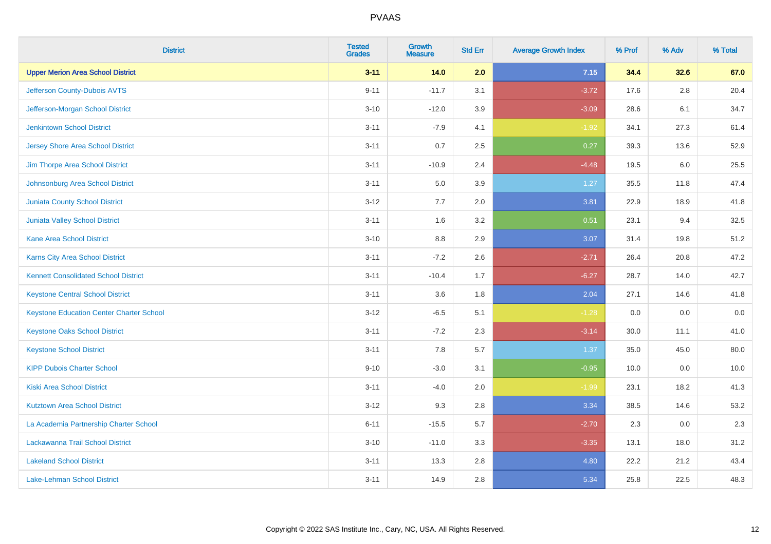| District | Tested Grades | Growth Measure | Std Err | Average Growth Index | % Prof | % Adv | % Total |
|---|---|---|---|---|---|---|---|
| **Upper Merion Area School District** | **3-11** | **14.0** | **2.0** | **7.15** | **34.4** | **32.6** | **67.0** |
| Jefferson County-Dubois AVTS | 9-11 | -11.7 | 3.1 | -3.72 | 17.6 | 2.8 | 20.4 |
| Jefferson-Morgan School District | 3-10 | -12.0 | 3.9 | -3.09 | 28.6 | 6.1 | 34.7 |
| Jenkintown School District | 3-11 | -7.9 | 4.1 | -1.92 | 34.1 | 27.3 | 61.4 |
| Jersey Shore Area School District | 3-11 | 0.7 | 2.5 | 0.27 | 39.3 | 13.6 | 52.9 |
| Jim Thorpe Area School District | 3-11 | -10.9 | 2.4 | -4.48 | 19.5 | 6.0 | 25.5 |
| Johnsonburg Area School District | 3-11 | 5.0 | 3.9 | 1.27 | 35.5 | 11.8 | 47.4 |
| Juniata County School District | 3-12 | 7.7 | 2.0 | 3.81 | 22.9 | 18.9 | 41.8 |
| Juniata Valley School District | 3-11 | 1.6 | 3.2 | 0.51 | 23.1 | 9.4 | 32.5 |
| Kane Area School District | 3-10 | 8.8 | 2.9 | 3.07 | 31.4 | 19.8 | 51.2 |
| Karns City Area School District | 3-11 | -7.2 | 2.6 | -2.71 | 26.4 | 20.8 | 47.2 |
| Kennett Consolidated School District | 3-11 | -10.4 | 1.7 | -6.27 | 28.7 | 14.0 | 42.7 |
| Keystone Central School District | 3-11 | 3.6 | 1.8 | 2.04 | 27.1 | 14.6 | 41.8 |
| Keystone Education Center Charter School | 3-12 | -6.5 | 5.1 | -1.28 | 0.0 | 0.0 | 0.0 |
| Keystone Oaks School District | 3-11 | -7.2 | 2.3 | -3.14 | 30.0 | 11.1 | 41.0 |
| Keystone School District | 3-11 | 7.8 | 5.7 | 1.37 | 35.0 | 45.0 | 80.0 |
| KIPP Dubois Charter School | 9-10 | -3.0 | 3.1 | -0.95 | 10.0 | 0.0 | 10.0 |
| Kiski Area School District | 3-11 | -4.0 | 2.0 | -1.99 | 23.1 | 18.2 | 41.3 |
| Kutztown Area School District | 3-12 | 9.3 | 2.8 | 3.34 | 38.5 | 14.6 | 53.2 |
| La Academia Partnership Charter School | 6-11 | -15.5 | 5.7 | -2.70 | 2.3 | 0.0 | 2.3 |
| Lackawanna Trail School District | 3-10 | -11.0 | 3.3 | -3.35 | 13.1 | 18.0 | 31.2 |
| Lakeland School District | 3-11 | 13.3 | 2.8 | 4.80 | 22.2 | 21.2 | 43.4 |
| Lake-Lehman School District | 3-11 | 14.9 | 2.8 | 5.34 | 25.8 | 22.5 | 48.3 |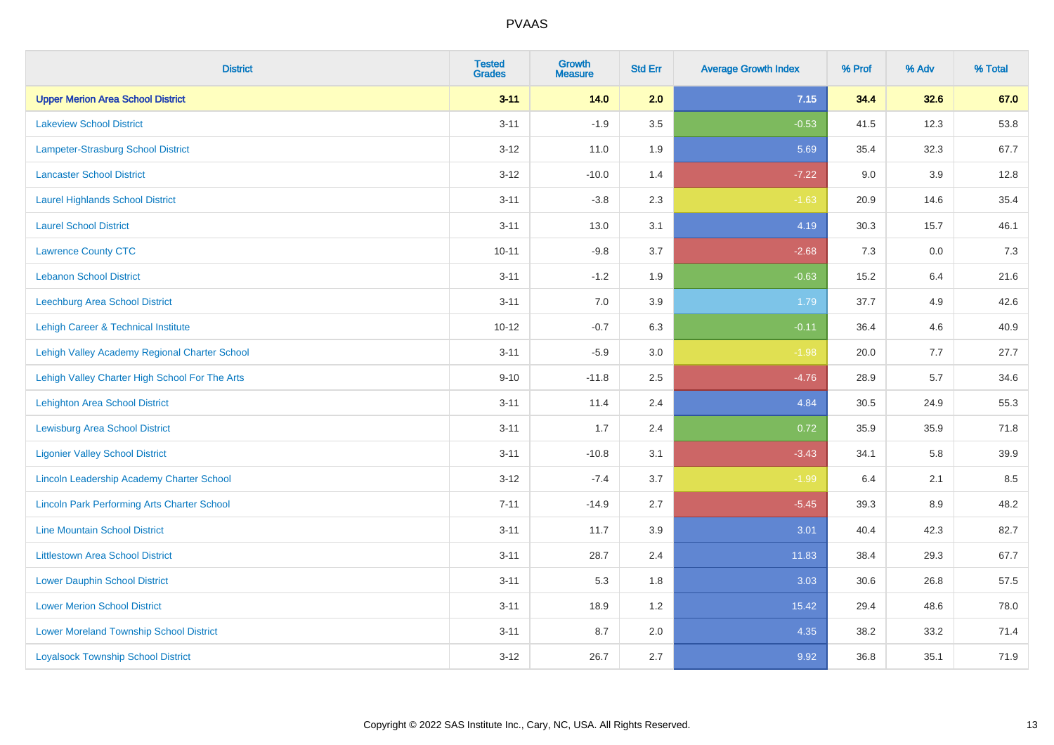# PVAAS

| District | Tested Grades | Growth Measure | Std Err | Average Growth Index | % Prof | % Adv | % Total |
|---|---|---|---|---|---|---|---|
| **Upper Merion Area School District** | **3-11** | **14.0** | **2.0** | **7.15** | **34.4** | **32.6** | **67.0** |
| Lakeview School District | 3-11 | -1.9 | 3.5 | -0.53 | 41.5 | 12.3 | 53.8 |
| Lampeter-Strasburg School District | 3-12 | 11.0 | 1.9 | 5.69 | 35.4 | 32.3 | 67.7 |
| Lancaster School District | 3-12 | -10.0 | 1.4 | -7.22 | 9.0 | 3.9 | 12.8 |
| Laurel Highlands School District | 3-11 | -3.8 | 2.3 | -1.63 | 20.9 | 14.6 | 35.4 |
| Laurel School District | 3-11 | 13.0 | 3.1 | 4.19 | 30.3 | 15.7 | 46.1 |
| Lawrence County CTC | 10-11 | -9.8 | 3.7 | -2.68 | 7.3 | 0.0 | 7.3 |
| Lebanon School District | 3-11 | -1.2 | 1.9 | -0.63 | 15.2 | 6.4 | 21.6 |
| Leechburg Area School District | 3-11 | 7.0 | 3.9 | 1.79 | 37.7 | 4.9 | 42.6 |
| Lehigh Career & Technical Institute | 10-12 | -0.7 | 6.3 | -0.11 | 36.4 | 4.6 | 40.9 |
| Lehigh Valley Academy Regional Charter School | 3-11 | -5.9 | 3.0 | -1.98 | 20.0 | 7.7 | 27.7 |
| Lehigh Valley Charter High School For The Arts | 9-10 | -11.8 | 2.5 | -4.76 | 28.9 | 5.7 | 34.6 |
| Lehighton Area School District | 3-11 | 11.4 | 2.4 | 4.84 | 30.5 | 24.9 | 55.3 |
| Lewisburg Area School District | 3-11 | 1.7 | 2.4 | 0.72 | 35.9 | 35.9 | 71.8 |
| Ligonier Valley School District | 3-11 | -10.8 | 3.1 | -3.43 | 34.1 | 5.8 | 39.9 |
| Lincoln Leadership Academy Charter School | 3-12 | -7.4 | 3.7 | -1.99 | 6.4 | 2.1 | 8.5 |
| Lincoln Park Performing Arts Charter School | 7-11 | -14.9 | 2.7 | -5.45 | 39.3 | 8.9 | 48.2 |
| Line Mountain School District | 3-11 | 11.7 | 3.9 | 3.01 | 40.4 | 42.3 | 82.7 |
| Littlestown Area School District | 3-11 | 28.7 | 2.4 | 11.83 | 38.4 | 29.3 | 67.7 |
| Lower Dauphin School District | 3-11 | 5.3 | 1.8 | 3.03 | 30.6 | 26.8 | 57.5 |
| Lower Merion School District | 3-11 | 18.9 | 1.2 | 15.42 | 29.4 | 48.6 | 78.0 |
| Lower Moreland Township School District | 3-11 | 8.7 | 2.0 | 4.35 | 38.2 | 33.2 | 71.4 |
| Loyalsock Township School District | 3-12 | 26.7 | 2.7 | 9.92 | 36.8 | 35.1 | 71.9 |

Copyright © 2022 SAS Institute Inc., Cary, NC, USA. All Rights Reserved.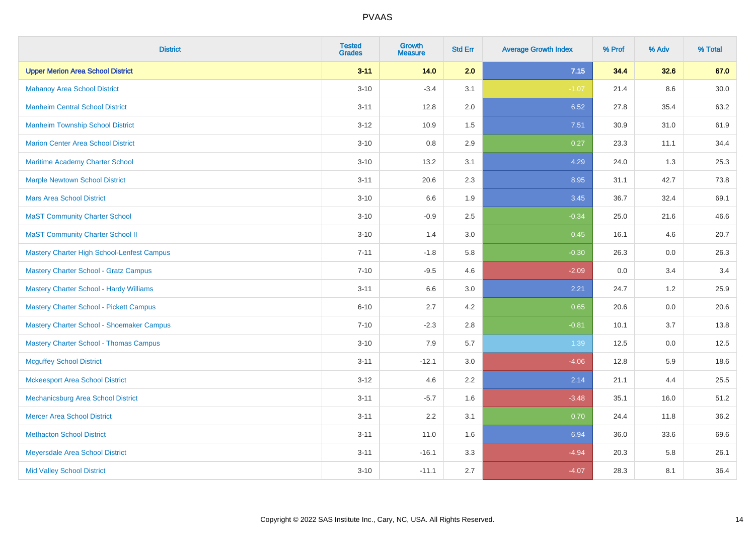# PVAAS

| District | Tested Grades | Growth Measure | Std Err | Average Growth Index | % Prof | % Adv | % Total |
|---|---|---|---|---|---|---|---|
| **Upper Merion Area School District** | **3-11** | **14.0** | **2.0** | **7.15** | **34.4** | **32.6** | **67.0** |
| Mahanoy Area School District | 3-10 | -3.4 | 3.1 | -1.07 | 21.4 | 8.6 | 30.0 |
| Manheim Central School District | 3-11 | 12.8 | 2.0 | 6.52 | 27.8 | 35.4 | 63.2 |
| Manheim Township School District | 3-12 | 10.9 | 1.5 | 7.51 | 30.9 | 31.0 | 61.9 |
| Marion Center Area School District | 3-10 | 0.8 | 2.9 | 0.27 | 23.3 | 11.1 | 34.4 |
| Maritime Academy Charter School | 3-10 | 13.2 | 3.1 | 4.29 | 24.0 | 1.3 | 25.3 |
| Marple Newtown School District | 3-11 | 20.6 | 2.3 | 8.95 | 31.1 | 42.7 | 73.8 |
| Mars Area School District | 3-10 | 6.6 | 1.9 | 3.45 | 36.7 | 32.4 | 69.1 |
| MaST Community Charter School | 3-10 | -0.9 | 2.5 | -0.34 | 25.0 | 21.6 | 46.6 |
| MaST Community Charter School II | 3-10 | 1.4 | 3.0 | 0.45 | 16.1 | 4.6 | 20.7 |
| Mastery Charter High School-Lenfest Campus | 7-11 | -1.8 | 5.8 | -0.30 | 26.3 | 0.0 | 26.3 |
| Mastery Charter School - Gratz Campus | 7-10 | -9.5 | 4.6 | -2.09 | 0.0 | 3.4 | 3.4 |
| Mastery Charter School - Hardy Williams | 3-11 | 6.6 | 3.0 | 2.21 | 24.7 | 1.2 | 25.9 |
| Mastery Charter School - Pickett Campus | 6-10 | 2.7 | 4.2 | 0.65 | 20.6 | 0.0 | 20.6 |
| Mastery Charter School - Shoemaker Campus | 7-10 | -2.3 | 2.8 | -0.81 | 10.1 | 3.7 | 13.8 |
| Mastery Charter School - Thomas Campus | 3-10 | 7.9 | 5.7 | 1.39 | 12.5 | 0.0 | 12.5 |
| Mcguffey School District | 3-11 | -12.1 | 3.0 | -4.06 | 12.8 | 5.9 | 18.6 |
| Mckeesport Area School District | 3-12 | 4.6 | 2.2 | 2.14 | 21.1 | 4.4 | 25.5 |
| Mechanicsburg Area School District | 3-11 | -5.7 | 1.6 | -3.48 | 35.1 | 16.0 | 51.2 |
| Mercer Area School District | 3-11 | 2.2 | 3.1 | 0.70 | 24.4 | 11.8 | 36.2 |
| Methacton School District | 3-11 | 11.0 | 1.6 | 6.94 | 36.0 | 33.6 | 69.6 |
| Meyersdale Area School District | 3-11 | -16.1 | 3.3 | -4.94 | 20.3 | 5.8 | 26.1 |
| Mid Valley School District | 3-10 | -11.1 | 2.7 | -4.07 | 28.3 | 8.1 | 36.4 |

Copyright © 2022 SAS Institute Inc., Cary, NC, USA. All Rights Reserved.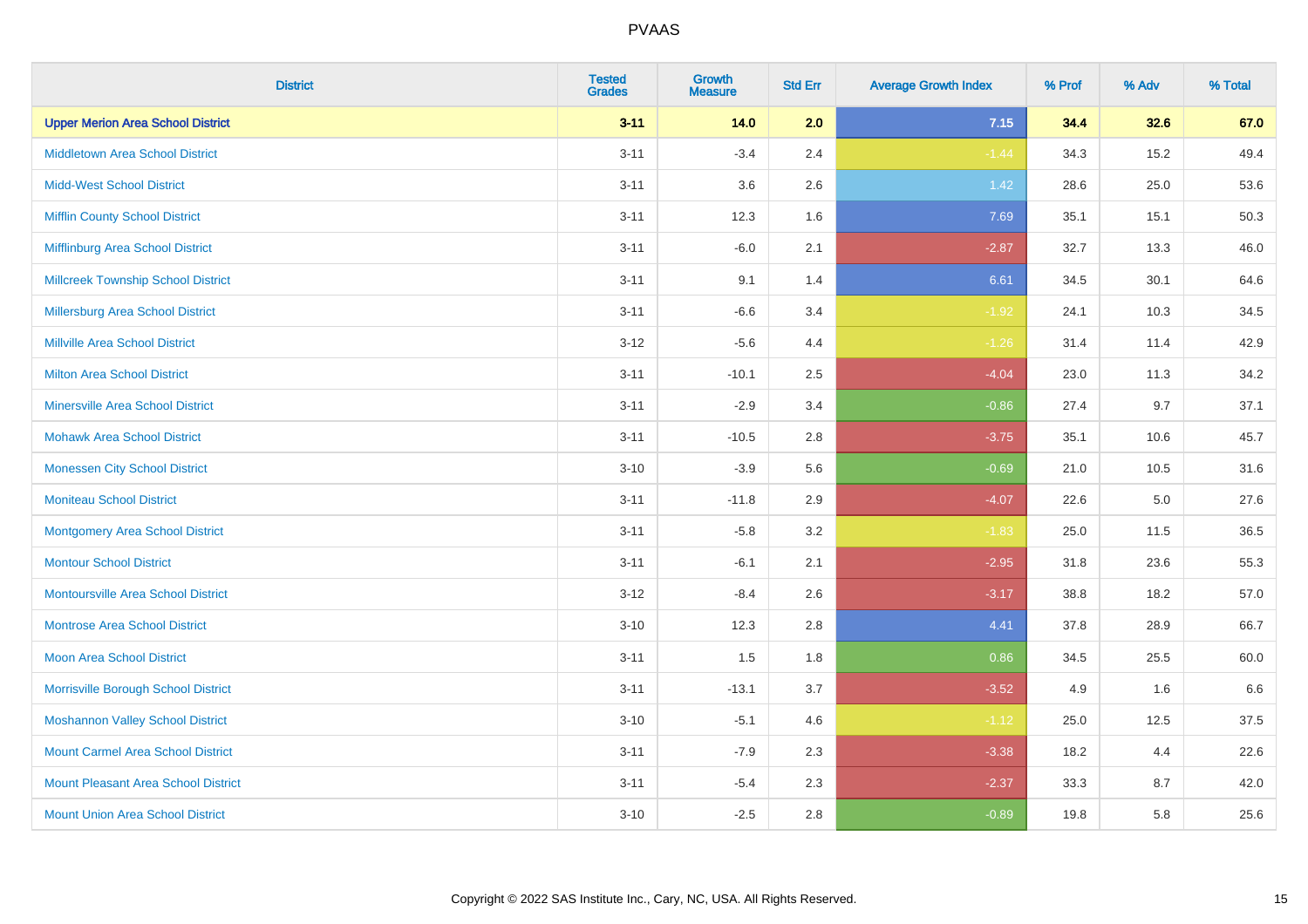# PVAAS

| District | Tested Grades | Growth Measure | Std Err | Average Growth Index | % Prof | % Adv | % Total |
|---|---|---|---|---|---|---|---|
| **Upper Merion Area School District** | **3-11** | **14.0** | **2.0** | **7.15** | **34.4** | **32.6** | **67.0** |
| Middletown Area School District | 3-11 | -3.4 | 2.4 | -1.44 | 34.3 | 15.2 | 49.4 |
| Midd-West School District | 3-11 | 3.6 | 2.6 | 1.42 | 28.6 | 25.0 | 53.6 |
| Mifflin County School District | 3-11 | 12.3 | 1.6 | 7.69 | 35.1 | 15.1 | 50.3 |
| Mifflinburg Area School District | 3-11 | -6.0 | 2.1 | -2.87 | 32.7 | 13.3 | 46.0 |
| Millcreek Township School District | 3-11 | 9.1 | 1.4 | 6.61 | 34.5 | 30.1 | 64.6 |
| Millersburg Area School District | 3-11 | -6.6 | 3.4 | -1.92 | 24.1 | 10.3 | 34.5 |
| Millville Area School District | 3-12 | -5.6 | 4.4 | -1.26 | 31.4 | 11.4 | 42.9 |
| Milton Area School District | 3-11 | -10.1 | 2.5 | -4.04 | 23.0 | 11.3 | 34.2 |
| Minersville Area School District | 3-11 | -2.9 | 3.4 | -0.86 | 27.4 | 9.7 | 37.1 |
| Mohawk Area School District | 3-11 | -10.5 | 2.8 | -3.75 | 35.1 | 10.6 | 45.7 |
| Monessen City School District | 3-10 | -3.9 | 5.6 | -0.69 | 21.0 | 10.5 | 31.6 |
| Moniteau School District | 3-11 | -11.8 | 2.9 | -4.07 | 22.6 | 5.0 | 27.6 |
| Montgomery Area School District | 3-11 | -5.8 | 3.2 | -1.83 | 25.0 | 11.5 | 36.5 |
| Montour School District | 3-11 | -6.1 | 2.1 | -2.95 | 31.8 | 23.6 | 55.3 |
| Montoursville Area School District | 3-12 | -8.4 | 2.6 | -3.17 | 38.8 | 18.2 | 57.0 |
| Montrose Area School District | 3-10 | 12.3 | 2.8 | 4.41 | 37.8 | 28.9 | 66.7 |
| Moon Area School District | 3-11 | 1.5 | 1.8 | 0.86 | 34.5 | 25.5 | 60.0 |
| Morrisville Borough School District | 3-11 | -13.1 | 3.7 | -3.52 | 4.9 | 1.6 | 6.6 |
| Moshannon Valley School District | 3-10 | -5.1 | 4.6 | -1.12 | 25.0 | 12.5 | 37.5 |
| Mount Carmel Area School District | 3-11 | -7.9 | 2.3 | -3.38 | 18.2 | 4.4 | 22.6 |
| Mount Pleasant Area School District | 3-11 | -5.4 | 2.3 | -2.37 | 33.3 | 8.7 | 42.0 |
| Mount Union Area School District | 3-10 | -2.5 | 2.8 | -0.89 | 19.8 | 5.8 | 25.6 |

Copyright © 2022 SAS Institute Inc., Cary, NC, USA. All Rights Reserved.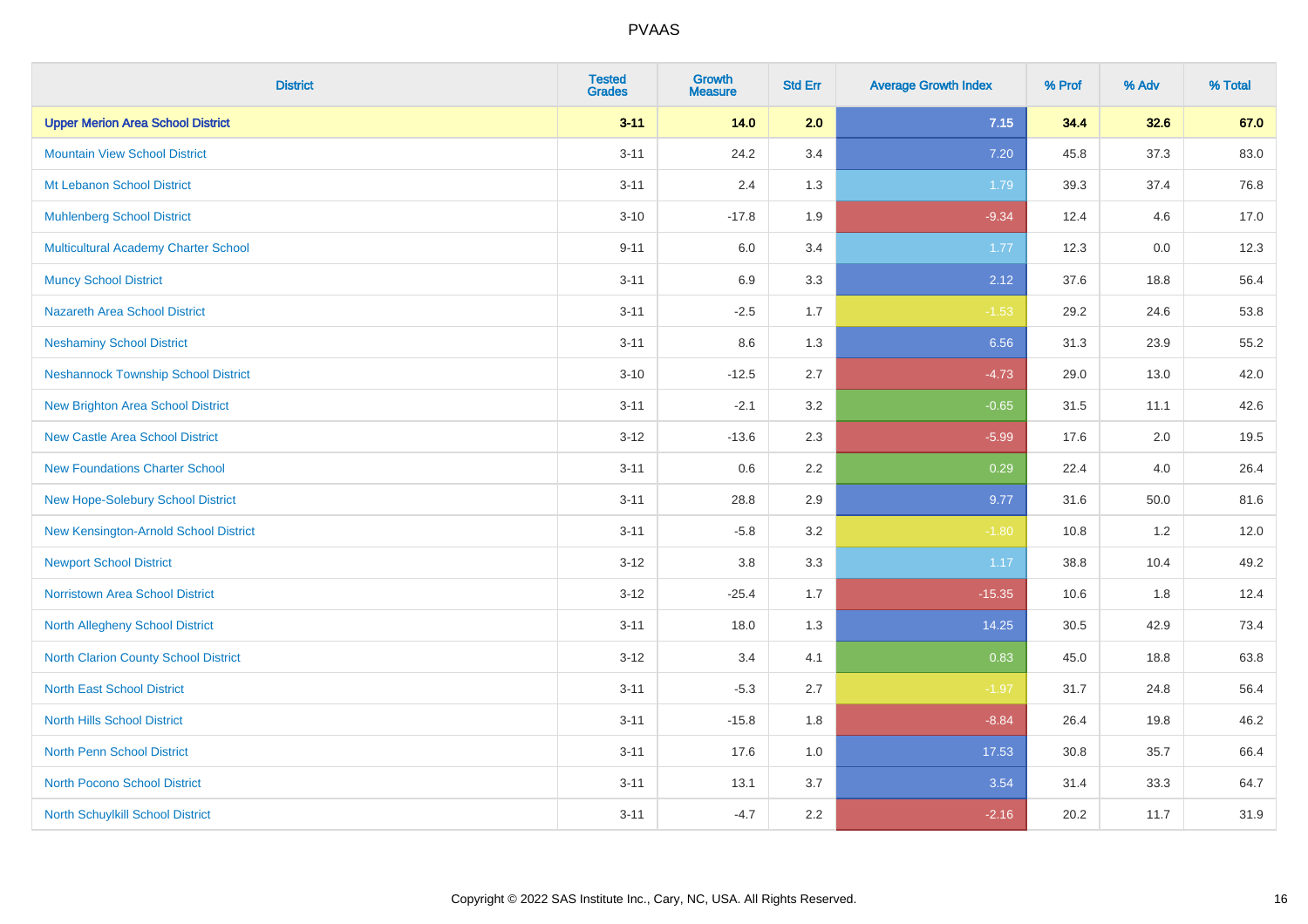PVAAS

| District | Tested Grades | Growth Measure | Std Err | Average Growth Index | % Prof | % Adv | % Total |
|---|---|---|---|---|---|---|---|
| **Upper Merion Area School District** | **3-11** | **14.0** | **2.0** | **7.15** | **34.4** | **32.6** | **67.0** |
| Mountain View School District | 3-11 | 24.2 | 3.4 | 7.20 | 45.8 | 37.3 | 83.0 |
| Mt Lebanon School District | 3-11 | 2.4 | 1.3 | 1.79 | 39.3 | 37.4 | 76.8 |
| Muhlenberg School District | 3-10 | -17.8 | 1.9 | -9.34 | 12.4 | 4.6 | 17.0 |
| Multicultural Academy Charter School | 9-11 | 6.0 | 3.4 | 1.77 | 12.3 | 0.0 | 12.3 |
| Muncy School District | 3-11 | 6.9 | 3.3 | 2.12 | 37.6 | 18.8 | 56.4 |
| Nazareth Area School District | 3-11 | -2.5 | 1.7 | -1.53 | 29.2 | 24.6 | 53.8 |
| Neshaminy School District | 3-11 | 8.6 | 1.3 | 6.56 | 31.3 | 23.9 | 55.2 |
| Neshannock Township School District | 3-10 | -12.5 | 2.7 | -4.73 | 29.0 | 13.0 | 42.0 |
| New Brighton Area School District | 3-11 | -2.1 | 3.2 | -0.65 | 31.5 | 11.1 | 42.6 |
| New Castle Area School District | 3-12 | -13.6 | 2.3 | -5.99 | 17.6 | 2.0 | 19.5 |
| New Foundations Charter School | 3-11 | 0.6 | 2.2 | 0.29 | 22.4 | 4.0 | 26.4 |
| New Hope-Solebury School District | 3-11 | 28.8 | 2.9 | 9.77 | 31.6 | 50.0 | 81.6 |
| New Kensington-Arnold School District | 3-11 | -5.8 | 3.2 | -1.80 | 10.8 | 1.2 | 12.0 |
| Newport School District | 3-12 | 3.8 | 3.3 | 1.17 | 38.8 | 10.4 | 49.2 |
| Norristown Area School District | 3-12 | -25.4 | 1.7 | -15.35 | 10.6 | 1.8 | 12.4 |
| North Allegheny School District | 3-11 | 18.0 | 1.3 | 14.25 | 30.5 | 42.9 | 73.4 |
| North Clarion County School District | 3-12 | 3.4 | 4.1 | 0.83 | 45.0 | 18.8 | 63.8 |
| North East School District | 3-11 | -5.3 | 2.7 | -1.97 | 31.7 | 24.8 | 56.4 |
| North Hills School District | 3-11 | -15.8 | 1.8 | -8.84 | 26.4 | 19.8 | 46.2 |
| North Penn School District | 3-11 | 17.6 | 1.0 | 17.53 | 30.8 | 35.7 | 66.4 |
| North Pocono School District | 3-11 | 13.1 | 3.7 | 3.54 | 31.4 | 33.3 | 64.7 |
| North Schuylkill School District | 3-11 | -4.7 | 2.2 | -2.16 | 20.2 | 11.7 | 31.9 |

Copyright © 2022 SAS Institute Inc., Cary, NC, USA. All Rights Reserved.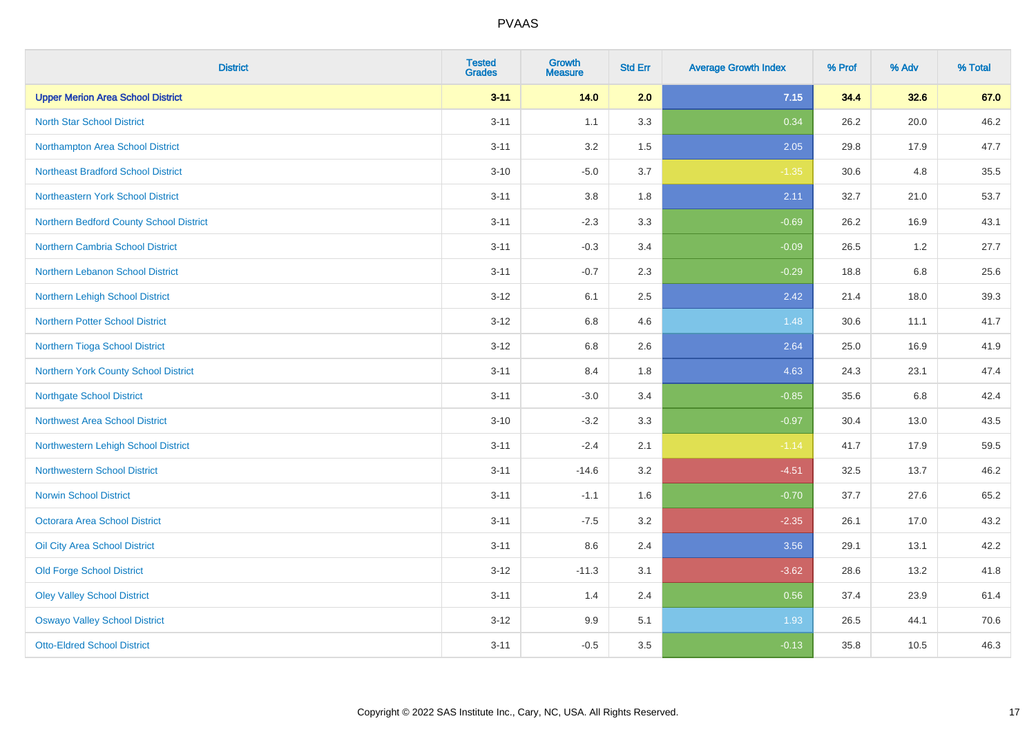# PVAAS

| District | Tested Grades | Growth Measure | Std Err | Average Growth Index | % Prof | % Adv | % Total |
|---|---|---|---|---|---|---|---|
| **Upper Merion Area School District** | **3-11** | **14.0** | **2.0** | **7.15** | **34.4** | **32.6** | **67.0** |
| North Star School District | 3-11 | 1.1 | 3.3 | 0.34 | 26.2 | 20.0 | 46.2 |
| Northampton Area School District | 3-11 | 3.2 | 1.5 | 2.05 | 29.8 | 17.9 | 47.7 |
| Northeast Bradford School District | 3-10 | -5.0 | 3.7 | -1.35 | 30.6 | 4.8 | 35.5 |
| Northeastern York School District | 3-11 | 3.8 | 1.8 | 2.11 | 32.7 | 21.0 | 53.7 |
| Northern Bedford County School District | 3-11 | -2.3 | 3.3 | -0.69 | 26.2 | 16.9 | 43.1 |
| Northern Cambria School District | 3-11 | -0.3 | 3.4 | -0.09 | 26.5 | 1.2 | 27.7 |
| Northern Lebanon School District | 3-11 | -0.7 | 2.3 | -0.29 | 18.8 | 6.8 | 25.6 |
| Northern Lehigh School District | 3-12 | 6.1 | 2.5 | 2.42 | 21.4 | 18.0 | 39.3 |
| Northern Potter School District | 3-12 | 6.8 | 4.6 | 1.48 | 30.6 | 11.1 | 41.7 |
| Northern Tioga School District | 3-12 | 6.8 | 2.6 | 2.64 | 25.0 | 16.9 | 41.9 |
| Northern York County School District | 3-11 | 8.4 | 1.8 | 4.63 | 24.3 | 23.1 | 47.4 |
| Northgate School District | 3-11 | -3.0 | 3.4 | -0.85 | 35.6 | 6.8 | 42.4 |
| Northwest Area School District | 3-10 | -3.2 | 3.3 | -0.97 | 30.4 | 13.0 | 43.5 |
| Northwestern Lehigh School District | 3-11 | -2.4 | 2.1 | -1.14 | 41.7 | 17.9 | 59.5 |
| Northwestern School District | 3-11 | -14.6 | 3.2 | -4.51 | 32.5 | 13.7 | 46.2 |
| Norwin School District | 3-11 | -1.1 | 1.6 | -0.70 | 37.7 | 27.6 | 65.2 |
| Octorara Area School District | 3-11 | -7.5 | 3.2 | -2.35 | 26.1 | 17.0 | 43.2 |
| Oil City Area School District | 3-11 | 8.6 | 2.4 | 3.56 | 29.1 | 13.1 | 42.2 |
| Old Forge School District | 3-12 | -11.3 | 3.1 | -3.62 | 28.6 | 13.2 | 41.8 |
| Oley Valley School District | 3-11 | 1.4 | 2.4 | 0.56 | 37.4 | 23.9 | 61.4 |
| Oswayo Valley School District | 3-12 | 9.9 | 5.1 | 1.93 | 26.5 | 44.1 | 70.6 |
| Otto-Eldred School District | 3-11 | -0.5 | 3.5 | -0.13 | 35.8 | 10.5 | 46.3 |

Copyright © 2022 SAS Institute Inc., Cary, NC, USA. All Rights Reserved.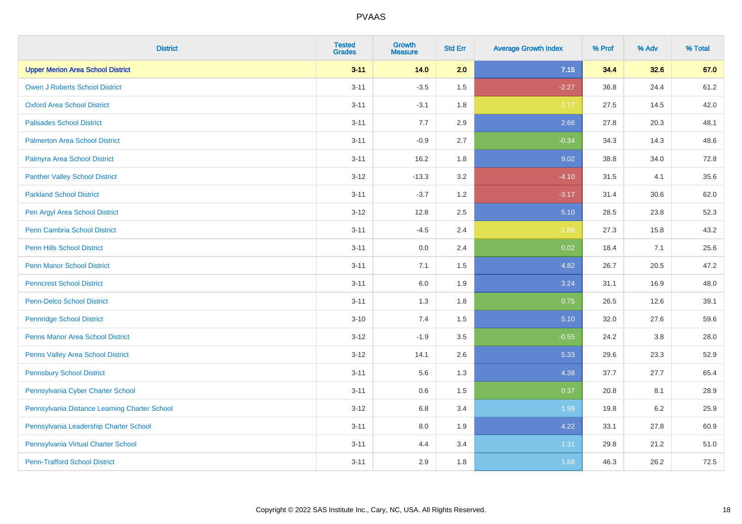# PVAAS

| District | Tested Grades | Growth Measure | Std Err | Average Growth Index | % Prof | % Adv | % Total |
|---|---|---|---|---|---|---|---|
| **Upper Merion Area School District** | **3-11** | **14.0** | **2.0** | **7.15** | **34.4** | **32.6** | **67.0** |
| Owen J Roberts School District | 3-11 | -3.5 | 1.5 | -2.27 | 36.8 | 24.4 | 61.2 |
| Oxford Area School District | 3-11 | -3.1 | 1.8 | -1.77 | 27.5 | 14.5 | 42.0 |
| Palisades School District | 3-11 | 7.7 | 2.9 | 2.66 | 27.8 | 20.3 | 48.1 |
| Palmerton Area School District | 3-11 | -0.9 | 2.7 | -0.34 | 34.3 | 14.3 | 48.6 |
| Palmyra Area School District | 3-11 | 16.2 | 1.8 | 9.02 | 38.8 | 34.0 | 72.8 |
| Panther Valley School District | 3-12 | -13.3 | 3.2 | -4.10 | 31.5 | 4.1 | 35.6 |
| Parkland School District | 3-11 | -3.7 | 1.2 | -3.17 | 31.4 | 30.6 | 62.0 |
| Pen Argyl Area School District | 3-12 | 12.8 | 2.5 | 5.10 | 28.5 | 23.8 | 52.3 |
| Penn Cambria School District | 3-11 | -4.5 | 2.4 | -1.86 | 27.3 | 15.8 | 43.2 |
| Penn Hills School District | 3-11 | 0.0 | 2.4 | 0.02 | 18.4 | 7.1 | 25.6 |
| Penn Manor School District | 3-11 | 7.1 | 1.5 | 4.82 | 26.7 | 20.5 | 47.2 |
| Penncrest School District | 3-11 | 6.0 | 1.9 | 3.24 | 31.1 | 16.9 | 48.0 |
| Penn-Delco School District | 3-11 | 1.3 | 1.8 | 0.75 | 26.5 | 12.6 | 39.1 |
| Pennridge School District | 3-10 | 7.4 | 1.5 | 5.10 | 32.0 | 27.6 | 59.6 |
| Penns Manor Area School District | 3-12 | -1.9 | 3.5 | -0.55 | 24.2 | 3.8 | 28.0 |
| Penns Valley Area School District | 3-12 | 14.1 | 2.6 | 5.33 | 29.6 | 23.3 | 52.9 |
| Pennsbury School District | 3-11 | 5.6 | 1.3 | 4.38 | 37.7 | 27.7 | 65.4 |
| Pennsylvania Cyber Charter School | 3-11 | 0.6 | 1.5 | 0.37 | 20.8 | 8.1 | 28.9 |
| Pennsylvania Distance Learning Charter School | 3-12 | 6.8 | 3.4 | 1.99 | 19.8 | 6.2 | 25.9 |
| Pennsylvania Leadership Charter School | 3-11 | 8.0 | 1.9 | 4.22 | 33.1 | 27.8 | 60.9 |
| Pennsylvania Virtual Charter School | 3-11 | 4.4 | 3.4 | 1.31 | 29.8 | 21.2 | 51.0 |
| Penn-Trafford School District | 3-11 | 2.9 | 1.8 | 1.68 | 46.3 | 26.2 | 72.5 |

Copyright © 2022 SAS Institute Inc., Cary, NC, USA. All Rights Reserved.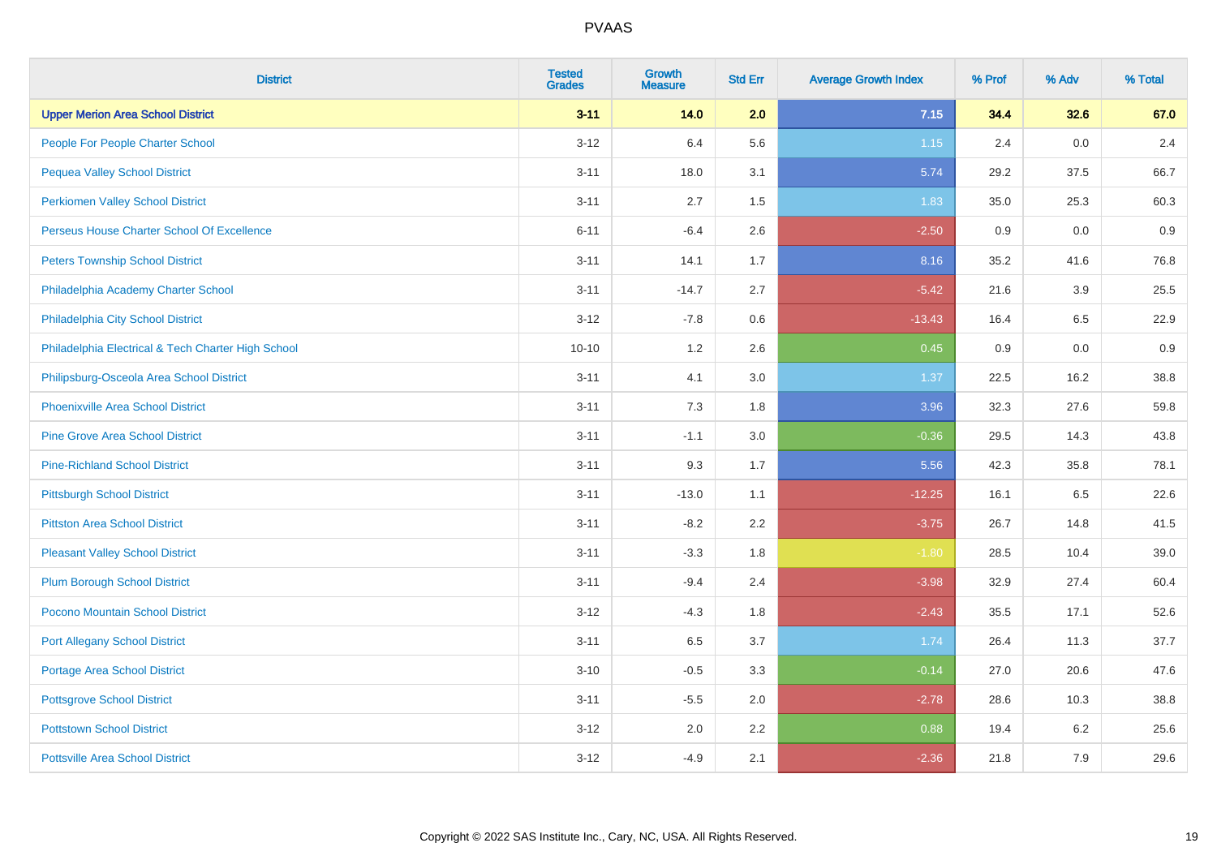| District | Tested Grades | Growth Measure | Std Err | Average Growth Index | % Prof | % Adv | % Total |
|---|---|---|---|---|---|---|---|
| **Upper Merion Area School District** | **3-11** | **14.0** | **2.0** | **7.15** | **34.4** | **32.6** | **67.0** |
| People For People Charter School | 3-12 | 6.4 | 5.6 | 1.15 | 2.4 | 0.0 | 2.4 |
| Pequea Valley School District | 3-11 | 18.0 | 3.1 | 5.74 | 29.2 | 37.5 | 66.7 |
| Perkiomen Valley School District | 3-11 | 2.7 | 1.5 | 1.83 | 35.0 | 25.3 | 60.3 |
| Perseus House Charter School Of Excellence | 6-11 | -6.4 | 2.6 | -2.50 | 0.9 | 0.0 | 0.9 |
| Peters Township School District | 3-11 | 14.1 | 1.7 | 8.16 | 35.2 | 41.6 | 76.8 |
| Philadelphia Academy Charter School | 3-11 | -14.7 | 2.7 | -5.42 | 21.6 | 3.9 | 25.5 |
| Philadelphia City School District | 3-12 | -7.8 | 0.6 | -13.43 | 16.4 | 6.5 | 22.9 |
| Philadelphia Electrical & Tech Charter High School | 10-10 | 1.2 | 2.6 | 0.45 | 0.9 | 0.0 | 0.9 |
| Philipsburg-Osceola Area School District | 3-11 | 4.1 | 3.0 | 1.37 | 22.5 | 16.2 | 38.8 |
| Phoenixville Area School District | 3-11 | 7.3 | 1.8 | 3.96 | 32.3 | 27.6 | 59.8 |
| Pine Grove Area School District | 3-11 | -1.1 | 3.0 | -0.36 | 29.5 | 14.3 | 43.8 |
| Pine-Richland School District | 3-11 | 9.3 | 1.7 | 5.56 | 42.3 | 35.8 | 78.1 |
| Pittsburgh School District | 3-11 | -13.0 | 1.1 | -12.25 | 16.1 | 6.5 | 22.6 |
| Pittston Area School District | 3-11 | -8.2 | 2.2 | -3.75 | 26.7 | 14.8 | 41.5 |
| Pleasant Valley School District | 3-11 | -3.3 | 1.8 | -1.80 | 28.5 | 10.4 | 39.0 |
| Plum Borough School District | 3-11 | -9.4 | 2.4 | -3.98 | 32.9 | 27.4 | 60.4 |
| Pocono Mountain School District | 3-12 | -4.3 | 1.8 | -2.43 | 35.5 | 17.1 | 52.6 |
| Port Allegany School District | 3-11 | 6.5 | 3.7 | 1.74 | 26.4 | 11.3 | 37.7 |
| Portage Area School District | 3-10 | -0.5 | 3.3 | -0.14 | 27.0 | 20.6 | 47.6 |
| Pottsgrove School District | 3-11 | -5.5 | 2.0 | -2.78 | 28.6 | 10.3 | 38.8 |
| Pottstown School District | 3-12 | 2.0 | 2.2 | 0.88 | 19.4 | 6.2 | 25.6 |
| Pottsville Area School District | 3-12 | -4.9 | 2.1 | -2.36 | 21.8 | 7.9 | 29.6 |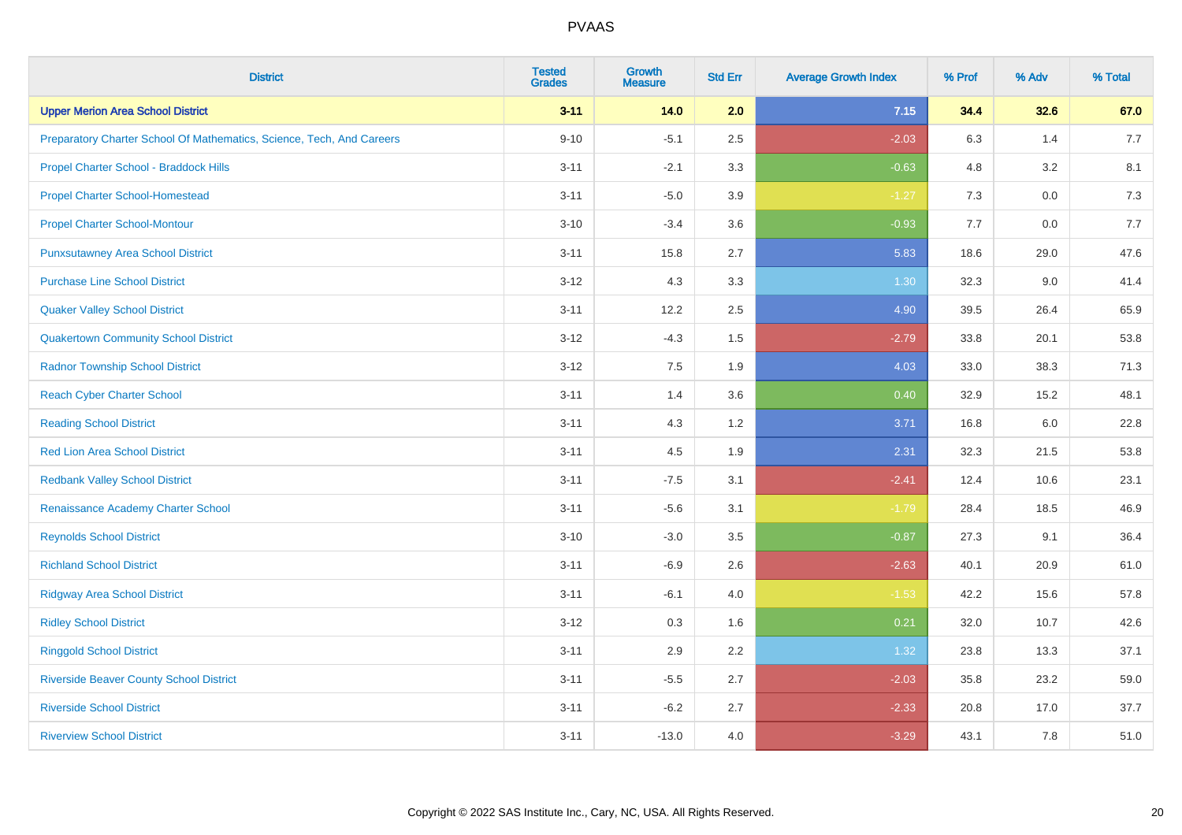# PVAAS

| District | Tested Grades | Growth Measure | Std Err | Average Growth Index | % Prof | % Adv | % Total |
|---|---|---|---|---|---|---|---|
| **Upper Merion Area School District** | **3-11** | **14.0** | **2.0** | **7.15** | **34.4** | **32.6** | **67.0** |
| Preparatory Charter School Of Mathematics, Science, Tech, And Careers | 9-10 | -5.1 | 2.5 | -2.03 | 6.3 | 1.4 | 7.7 |
| Propel Charter School - Braddock Hills | 3-11 | -2.1 | 3.3 | -0.63 | 4.8 | 3.2 | 8.1 |
| Propel Charter School-Homestead | 3-11 | -5.0 | 3.9 | -1.27 | 7.3 | 0.0 | 7.3 |
| Propel Charter School-Montour | 3-10 | -3.4 | 3.6 | -0.93 | 7.7 | 0.0 | 7.7 |
| Punxsutawney Area School District | 3-11 | 15.8 | 2.7 | 5.83 | 18.6 | 29.0 | 47.6 |
| Purchase Line School District | 3-12 | 4.3 | 3.3 | 1.30 | 32.3 | 9.0 | 41.4 |
| Quaker Valley School District | 3-11 | 12.2 | 2.5 | 4.90 | 39.5 | 26.4 | 65.9 |
| Quakertown Community School District | 3-12 | -4.3 | 1.5 | -2.79 | 33.8 | 20.1 | 53.8 |
| Radnor Township School District | 3-12 | 7.5 | 1.9 | 4.03 | 33.0 | 38.3 | 71.3 |
| Reach Cyber Charter School | 3-11 | 1.4 | 3.6 | 0.40 | 32.9 | 15.2 | 48.1 |
| Reading School District | 3-11 | 4.3 | 1.2 | 3.71 | 16.8 | 6.0 | 22.8 |
| Red Lion Area School District | 3-11 | 4.5 | 1.9 | 2.31 | 32.3 | 21.5 | 53.8 |
| Redbank Valley School District | 3-11 | -7.5 | 3.1 | -2.41 | 12.4 | 10.6 | 23.1 |
| Renaissance Academy Charter School | 3-11 | -5.6 | 3.1 | -1.79 | 28.4 | 18.5 | 46.9 |
| Reynolds School District | 3-10 | -3.0 | 3.5 | -0.87 | 27.3 | 9.1 | 36.4 |
| Richland School District | 3-11 | -6.9 | 2.6 | -2.63 | 40.1 | 20.9 | 61.0 |
| Ridgway Area School District | 3-11 | -6.1 | 4.0 | -1.53 | 42.2 | 15.6 | 57.8 |
| Ridley School District | 3-12 | 0.3 | 1.6 | 0.21 | 32.0 | 10.7 | 42.6 |
| Ringgold School District | 3-11 | 2.9 | 2.2 | 1.32 | 23.8 | 13.3 | 37.1 |
| Riverside Beaver County School District | 3-11 | -5.5 | 2.7 | -2.03 | 35.8 | 23.2 | 59.0 |
| Riverside School District | 3-11 | -6.2 | 2.7 | -2.33 | 20.8 | 17.0 | 37.7 |
| Riverview School District | 3-11 | -13.0 | 4.0 | -3.29 | 43.1 | 7.8 | 51.0 |

Copyright © 2022 SAS Institute Inc., Cary, NC, USA. All Rights Reserved.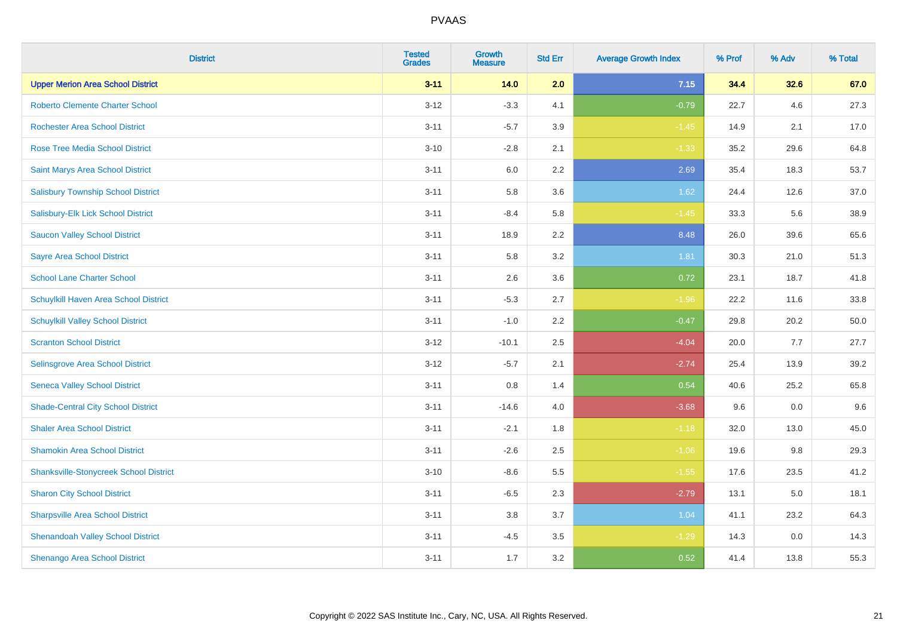# PVAAS

| District | Tested Grades | Growth Measure | Std Err | Average Growth Index | % Prof | % Adv | % Total |
|---|---|---|---|---|---|---|---|
| **Upper Merion Area School District** | **3-11** | **14.0** | **2.0** | **7.15** | **34.4** | **32.6** | **67.0** |
| Roberto Clemente Charter School | 3-12 | -3.3 | 4.1 | -0.79 | 22.7 | 4.6 | 27.3 |
| Rochester Area School District | 3-11 | -5.7 | 3.9 | -1.45 | 14.9 | 2.1 | 17.0 |
| Rose Tree Media School District | 3-10 | -2.8 | 2.1 | -1.33 | 35.2 | 29.6 | 64.8 |
| Saint Marys Area School District | 3-11 | 6.0 | 2.2 | 2.69 | 35.4 | 18.3 | 53.7 |
| Salisbury Township School District | 3-11 | 5.8 | 3.6 | 1.62 | 24.4 | 12.6 | 37.0 |
| Salisbury-Elk Lick School District | 3-11 | -8.4 | 5.8 | -1.45 | 33.3 | 5.6 | 38.9 |
| Saucon Valley School District | 3-11 | 18.9 | 2.2 | 8.48 | 26.0 | 39.6 | 65.6 |
| Sayre Area School District | 3-11 | 5.8 | 3.2 | 1.81 | 30.3 | 21.0 | 51.3 |
| School Lane Charter School | 3-11 | 2.6 | 3.6 | 0.72 | 23.1 | 18.7 | 41.8 |
| Schuylkill Haven Area School District | 3-11 | -5.3 | 2.7 | -1.96 | 22.2 | 11.6 | 33.8 |
| Schuylkill Valley School District | 3-11 | -1.0 | 2.2 | -0.47 | 29.8 | 20.2 | 50.0 |
| Scranton School District | 3-12 | -10.1 | 2.5 | -4.04 | 20.0 | 7.7 | 27.7 |
| Selinsgrove Area School District | 3-12 | -5.7 | 2.1 | -2.74 | 25.4 | 13.9 | 39.2 |
| Seneca Valley School District | 3-11 | 0.8 | 1.4 | 0.54 | 40.6 | 25.2 | 65.8 |
| Shade-Central City School District | 3-11 | -14.6 | 4.0 | -3.68 | 9.6 | 0.0 | 9.6 |
| Shaler Area School District | 3-11 | -2.1 | 1.8 | -1.18 | 32.0 | 13.0 | 45.0 |
| Shamokin Area School District | 3-11 | -2.6 | 2.5 | -1.06 | 19.6 | 9.8 | 29.3 |
| Shanksville-Stonycreek School District | 3-10 | -8.6 | 5.5 | -1.55 | 17.6 | 23.5 | 41.2 |
| Sharon City School District | 3-11 | -6.5 | 2.3 | -2.79 | 13.1 | 5.0 | 18.1 |
| Sharpsville Area School District | 3-11 | 3.8 | 3.7 | 1.04 | 41.1 | 23.2 | 64.3 |
| Shenandoah Valley School District | 3-11 | -4.5 | 3.5 | -1.29 | 14.3 | 0.0 | 14.3 |
| Shenango Area School District | 3-11 | 1.7 | 3.2 | 0.52 | 41.4 | 13.8 | 55.3 |

Copyright © 2022 SAS Institute Inc., Cary, NC, USA. All Rights Reserved.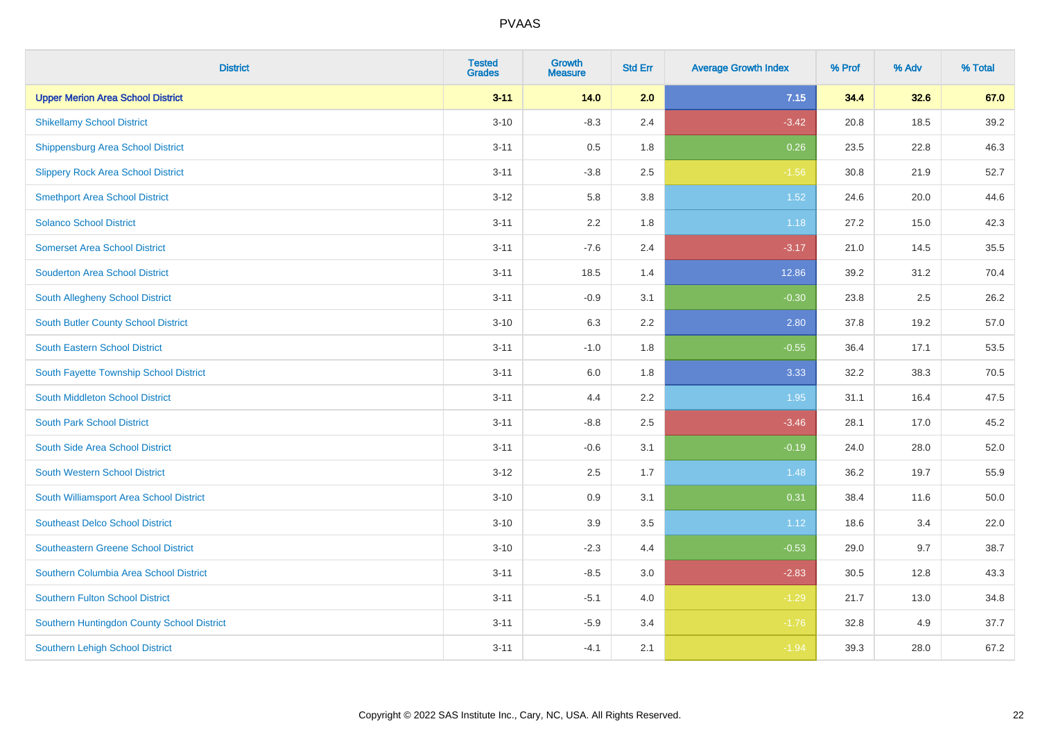# PVAAS

| District | Tested Grades | Growth Measure | Std Err | Average Growth Index | % Prof | % Adv | % Total |
|---|---|---|---|---|---|---|---|
| **Upper Merion Area School District** | **3-11** | **14.0** | **2.0** | **7.15** | **34.4** | **32.6** | **67.0** |
| Shikellamy School District | 3-10 | -8.3 | 2.4 | -3.42 | 20.8 | 18.5 | 39.2 |
| Shippensburg Area School District | 3-11 | 0.5 | 1.8 | 0.26 | 23.5 | 22.8 | 46.3 |
| Slippery Rock Area School District | 3-11 | -3.8 | 2.5 | -1.56 | 30.8 | 21.9 | 52.7 |
| Smethport Area School District | 3-12 | 5.8 | 3.8 | 1.52 | 24.6 | 20.0 | 44.6 |
| Solanco School District | 3-11 | 2.2 | 1.8 | 1.18 | 27.2 | 15.0 | 42.3 |
| Somerset Area School District | 3-11 | -7.6 | 2.4 | -3.17 | 21.0 | 14.5 | 35.5 |
| Souderton Area School District | 3-11 | 18.5 | 1.4 | 12.86 | 39.2 | 31.2 | 70.4 |
| South Allegheny School District | 3-11 | -0.9 | 3.1 | -0.30 | 23.8 | 2.5 | 26.2 |
| South Butler County School District | 3-10 | 6.3 | 2.2 | 2.80 | 37.8 | 19.2 | 57.0 |
| South Eastern School District | 3-11 | -1.0 | 1.8 | -0.55 | 36.4 | 17.1 | 53.5 |
| South Fayette Township School District | 3-11 | 6.0 | 1.8 | 3.33 | 32.2 | 38.3 | 70.5 |
| South Middleton School District | 3-11 | 4.4 | 2.2 | 1.95 | 31.1 | 16.4 | 47.5 |
| South Park School District | 3-11 | -8.8 | 2.5 | -3.46 | 28.1 | 17.0 | 45.2 |
| South Side Area School District | 3-11 | -0.6 | 3.1 | -0.19 | 24.0 | 28.0 | 52.0 |
| South Western School District | 3-12 | 2.5 | 1.7 | 1.48 | 36.2 | 19.7 | 55.9 |
| South Williamsport Area School District | 3-10 | 0.9 | 3.1 | 0.31 | 38.4 | 11.6 | 50.0 |
| Southeast Delco School District | 3-10 | 3.9 | 3.5 | 1.12 | 18.6 | 3.4 | 22.0 |
| Southeastern Greene School District | 3-10 | -2.3 | 4.4 | -0.53 | 29.0 | 9.7 | 38.7 |
| Southern Columbia Area School District | 3-11 | -8.5 | 3.0 | -2.83 | 30.5 | 12.8 | 43.3 |
| Southern Fulton School District | 3-11 | -5.1 | 4.0 | -1.29 | 21.7 | 13.0 | 34.8 |
| Southern Huntingdon County School District | 3-11 | -5.9 | 3.4 | -1.76 | 32.8 | 4.9 | 37.7 |
| Southern Lehigh School District | 3-11 | -4.1 | 2.1 | -1.94 | 39.3 | 28.0 | 67.2 |

Copyright © 2022 SAS Institute Inc., Cary, NC, USA. All Rights Reserved.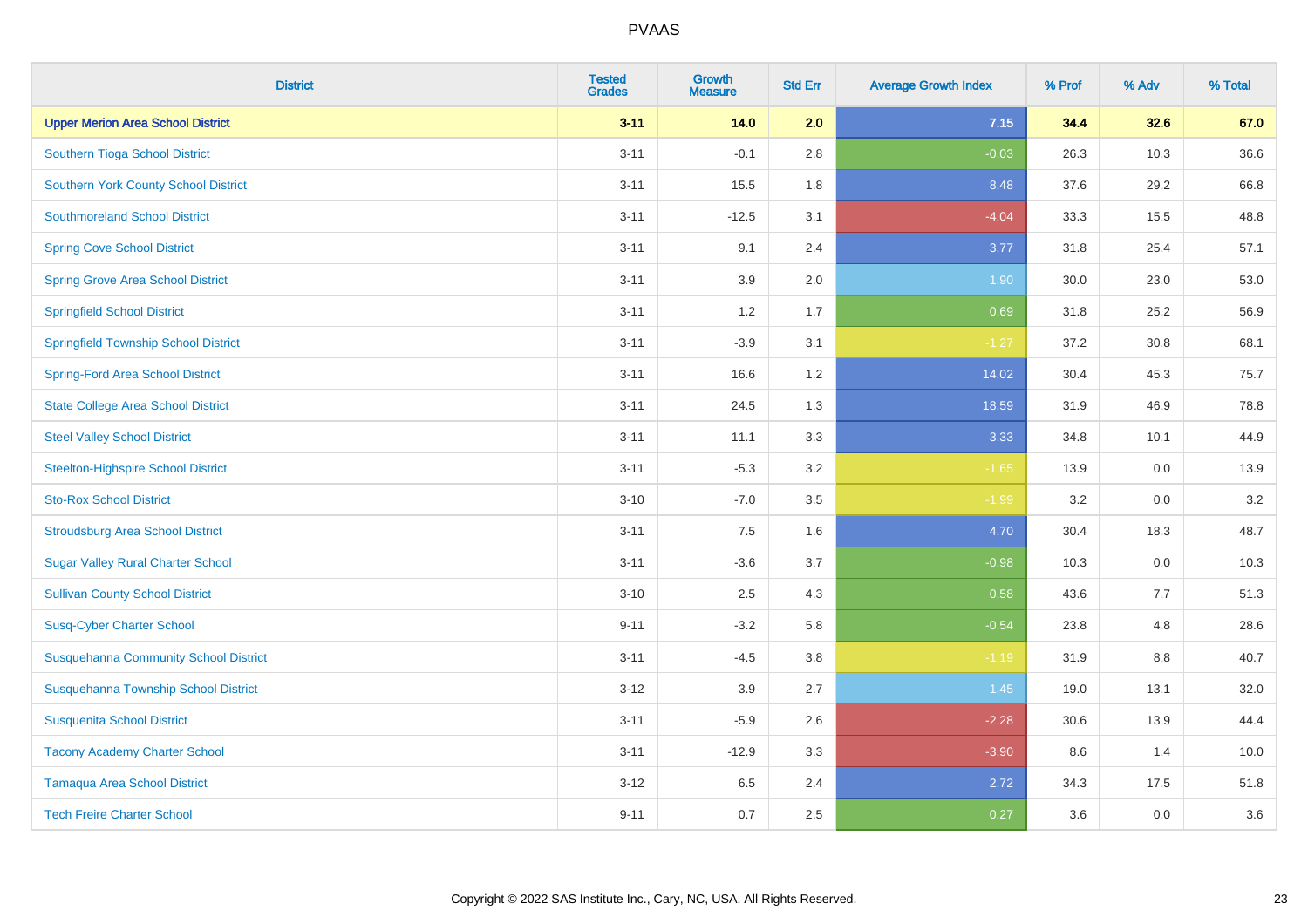| District | Tested Grades | Growth Measure | Std Err | Average Growth Index | % Prof | % Adv | % Total |
|---|---|---|---|---|---|---|---|
| **Upper Merion Area School District** | **3-11** | **14.0** | **2.0** | **7.15** | **34.4** | **32.6** | **67.0** |
| Southern Tioga School District | 3-11 | -0.1 | 2.8 | -0.03 | 26.3 | 10.3 | 36.6 |
| Southern York County School District | 3-11 | 15.5 | 1.8 | 8.48 | 37.6 | 29.2 | 66.8 |
| Southmoreland School District | 3-11 | -12.5 | 3.1 | -4.04 | 33.3 | 15.5 | 48.8 |
| Spring Cove School District | 3-11 | 9.1 | 2.4 | 3.77 | 31.8 | 25.4 | 57.1 |
| Spring Grove Area School District | 3-11 | 3.9 | 2.0 | 1.90 | 30.0 | 23.0 | 53.0 |
| Springfield School District | 3-11 | 1.2 | 1.7 | 0.69 | 31.8 | 25.2 | 56.9 |
| Springfield Township School District | 3-11 | -3.9 | 3.1 | -1.27 | 37.2 | 30.8 | 68.1 |
| Spring-Ford Area School District | 3-11 | 16.6 | 1.2 | 14.02 | 30.4 | 45.3 | 75.7 |
| State College Area School District | 3-11 | 24.5 | 1.3 | 18.59 | 31.9 | 46.9 | 78.8 |
| Steel Valley School District | 3-11 | 11.1 | 3.3 | 3.33 | 34.8 | 10.1 | 44.9 |
| Steelton-Highspire School District | 3-11 | -5.3 | 3.2 | -1.65 | 13.9 | 0.0 | 13.9 |
| Sto-Rox School District | 3-10 | -7.0 | 3.5 | -1.99 | 3.2 | 0.0 | 3.2 |
| Stroudsburg Area School District | 3-11 | 7.5 | 1.6 | 4.70 | 30.4 | 18.3 | 48.7 |
| Sugar Valley Rural Charter School | 3-11 | -3.6 | 3.7 | -0.98 | 10.3 | 0.0 | 10.3 |
| Sullivan County School District | 3-10 | 2.5 | 4.3 | 0.58 | 43.6 | 7.7 | 51.3 |
| Susq-Cyber Charter School | 9-11 | -3.2 | 5.8 | -0.54 | 23.8 | 4.8 | 28.6 |
| Susquehanna Community School District | 3-11 | -4.5 | 3.8 | -1.19 | 31.9 | 8.8 | 40.7 |
| Susquehanna Township School District | 3-12 | 3.9 | 2.7 | 1.45 | 19.0 | 13.1 | 32.0 |
| Susquenita School District | 3-11 | -5.9 | 2.6 | -2.28 | 30.6 | 13.9 | 44.4 |
| Tacony Academy Charter School | 3-11 | -12.9 | 3.3 | -3.90 | 8.6 | 1.4 | 10.0 |
| Tamaqua Area School District | 3-12 | 6.5 | 2.4 | 2.72 | 34.3 | 17.5 | 51.8 |
| Tech Freire Charter School | 9-11 | 0.7 | 2.5 | 0.27 | 3.6 | 0.0 | 3.6 |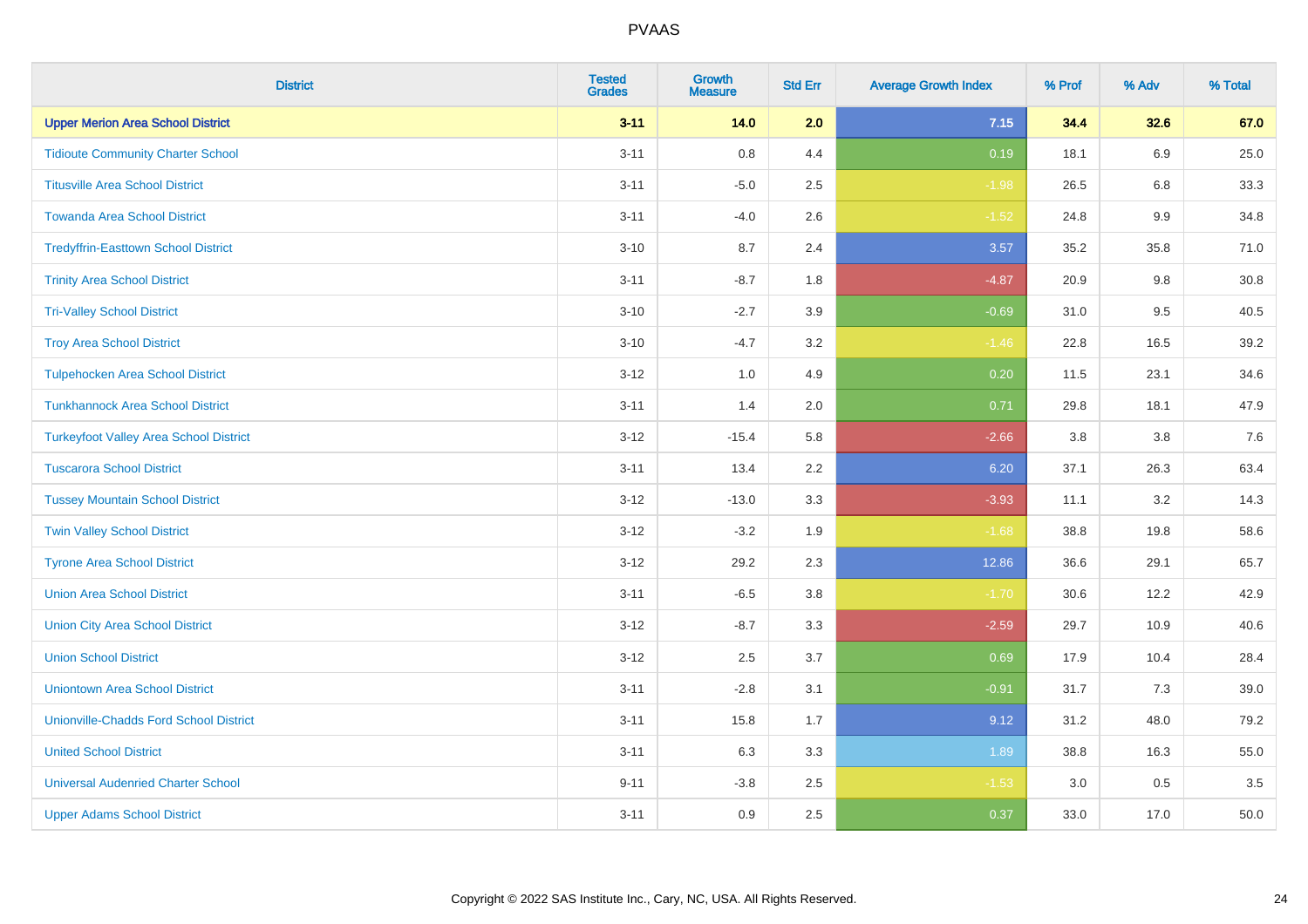PVAAS

| District | Tested Grades | Growth Measure | Std Err | Average Growth Index | % Prof | % Adv | % Total |
|---|---|---|---|---|---|---|---|
| **Upper Merion Area School District** | **3-11** | **14.0** | **2.0** | **7.15** | **34.4** | **32.6** | **67.0** |
| Tidioute Community Charter School | 3-11 | 0.8 | 4.4 | 0.19 | 18.1 | 6.9 | 25.0 |
| Titusville Area School District | 3-11 | -5.0 | 2.5 | -1.98 | 26.5 | 6.8 | 33.3 |
| Towanda Area School District | 3-11 | -4.0 | 2.6 | -1.52 | 24.8 | 9.9 | 34.8 |
| Tredyffrin-Easttown School District | 3-10 | 8.7 | 2.4 | 3.57 | 35.2 | 35.8 | 71.0 |
| Trinity Area School District | 3-11 | -8.7 | 1.8 | -4.87 | 20.9 | 9.8 | 30.8 |
| Tri-Valley School District | 3-10 | -2.7 | 3.9 | -0.69 | 31.0 | 9.5 | 40.5 |
| Troy Area School District | 3-10 | -4.7 | 3.2 | -1.46 | 22.8 | 16.5 | 39.2 |
| Tulpehocken Area School District | 3-12 | 1.0 | 4.9 | 0.20 | 11.5 | 23.1 | 34.6 |
| Tunkhannock Area School District | 3-11 | 1.4 | 2.0 | 0.71 | 29.8 | 18.1 | 47.9 |
| Turkeyfoot Valley Area School District | 3-12 | -15.4 | 5.8 | -2.66 | 3.8 | 3.8 | 7.6 |
| Tuscarora School District | 3-11 | 13.4 | 2.2 | 6.20 | 37.1 | 26.3 | 63.4 |
| Tussey Mountain School District | 3-12 | -13.0 | 3.3 | -3.93 | 11.1 | 3.2 | 14.3 |
| Twin Valley School District | 3-12 | -3.2 | 1.9 | -1.68 | 38.8 | 19.8 | 58.6 |
| Tyrone Area School District | 3-12 | 29.2 | 2.3 | 12.86 | 36.6 | 29.1 | 65.7 |
| Union Area School District | 3-11 | -6.5 | 3.8 | -1.70 | 30.6 | 12.2 | 42.9 |
| Union City Area School District | 3-12 | -8.7 | 3.3 | -2.59 | 29.7 | 10.9 | 40.6 |
| Union School District | 3-12 | 2.5 | 3.7 | 0.69 | 17.9 | 10.4 | 28.4 |
| Uniontown Area School District | 3-11 | -2.8 | 3.1 | -0.91 | 31.7 | 7.3 | 39.0 |
| Unionville-Chadds Ford School District | 3-11 | 15.8 | 1.7 | 9.12 | 31.2 | 48.0 | 79.2 |
| United School District | 3-11 | 6.3 | 3.3 | 1.89 | 38.8 | 16.3 | 55.0 |
| Universal Audenried Charter School | 9-11 | -3.8 | 2.5 | -1.53 | 3.0 | 0.5 | 3.5 |
| Upper Adams School District | 3-11 | 0.9 | 2.5 | 0.37 | 33.0 | 17.0 | 50.0 |

Copyright © 2022 SAS Institute Inc., Cary, NC, USA. All Rights Reserved.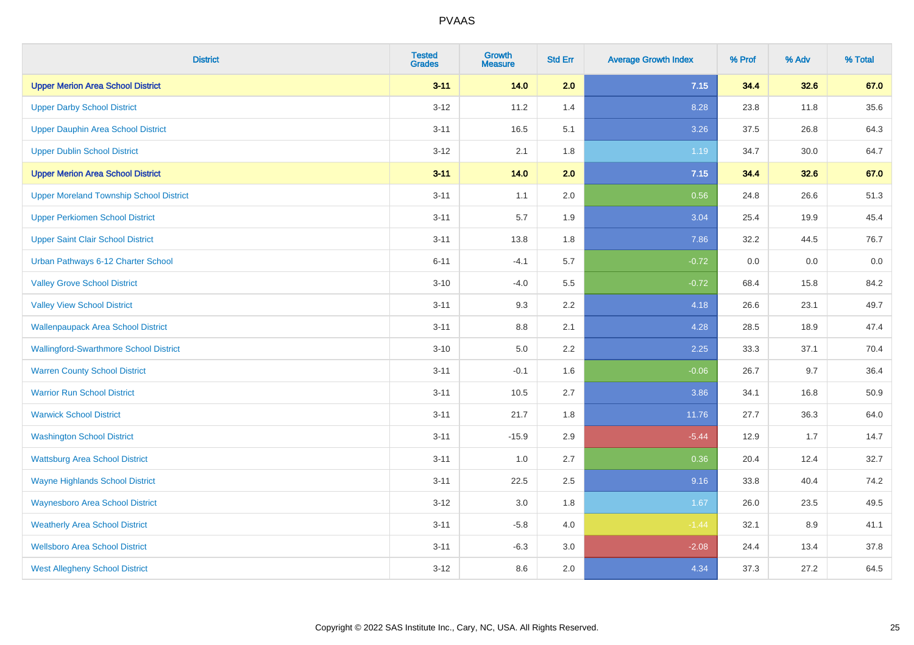| District | Tested Grades | Growth Measure | Std Err | Average Growth Index | % Prof | % Adv | % Total |
|---|---|---|---|---|---|---|---|
| **Upper Merion Area School District** | **3-11** | **14.0** | **2.0** | **7.15** | **34.4** | **32.6** | **67.0** |
| Upper Darby School District | 3-12 | 11.2 | 1.4 | 8.28 | 23.8 | 11.8 | 35.6 |
| Upper Dauphin Area School District | 3-11 | 16.5 | 5.1 | 3.26 | 37.5 | 26.8 | 64.3 |
| Upper Dublin School District | 3-12 | 2.1 | 1.8 | 1.19 | 34.7 | 30.0 | 64.7 |
| **Upper Merion Area School District** | **3-11** | **14.0** | **2.0** | **7.15** | **34.4** | **32.6** | **67.0** |
| Upper Moreland Township School District | 3-11 | 1.1 | 2.0 | 0.56 | 24.8 | 26.6 | 51.3 |
| Upper Perkiomen School District | 3-11 | 5.7 | 1.9 | 3.04 | 25.4 | 19.9 | 45.4 |
| Upper Saint Clair School District | 3-11 | 13.8 | 1.8 | 7.86 | 32.2 | 44.5 | 76.7 |
| Urban Pathways 6-12 Charter School | 6-11 | -4.1 | 5.7 | -0.72 | 0.0 | 0.0 | 0.0 |
| Valley Grove School District | 3-10 | -4.0 | 5.5 | -0.72 | 68.4 | 15.8 | 84.2 |
| Valley View School District | 3-11 | 9.3 | 2.2 | 4.18 | 26.6 | 23.1 | 49.7 |
| Wallenpaupack Area School District | 3-11 | 8.8 | 2.1 | 4.28 | 28.5 | 18.9 | 47.4 |
| Wallingford-Swarthmore School District | 3-10 | 5.0 | 2.2 | 2.25 | 33.3 | 37.1 | 70.4 |
| Warren County School District | 3-11 | -0.1 | 1.6 | -0.06 | 26.7 | 9.7 | 36.4 |
| Warrior Run School District | 3-11 | 10.5 | 2.7 | 3.86 | 34.1 | 16.8 | 50.9 |
| Warwick School District | 3-11 | 21.7 | 1.8 | 11.76 | 27.7 | 36.3 | 64.0 |
| Washington School District | 3-11 | -15.9 | 2.9 | -5.44 | 12.9 | 1.7 | 14.7 |
| Wattsburg Area School District | 3-11 | 1.0 | 2.7 | 0.36 | 20.4 | 12.4 | 32.7 |
| Wayne Highlands School District | 3-11 | 22.5 | 2.5 | 9.16 | 33.8 | 40.4 | 74.2 |
| Waynesboro Area School District | 3-12 | 3.0 | 1.8 | 1.67 | 26.0 | 23.5 | 49.5 |
| Weatherly Area School District | 3-11 | -5.8 | 4.0 | -1.44 | 32.1 | 8.9 | 41.1 |
| Wellsboro Area School District | 3-11 | -6.3 | 3.0 | -2.08 | 24.4 | 13.4 | 37.8 |
| West Allegheny School District | 3-12 | 8.6 | 2.0 | 4.34 | 37.3 | 27.2 | 64.5 |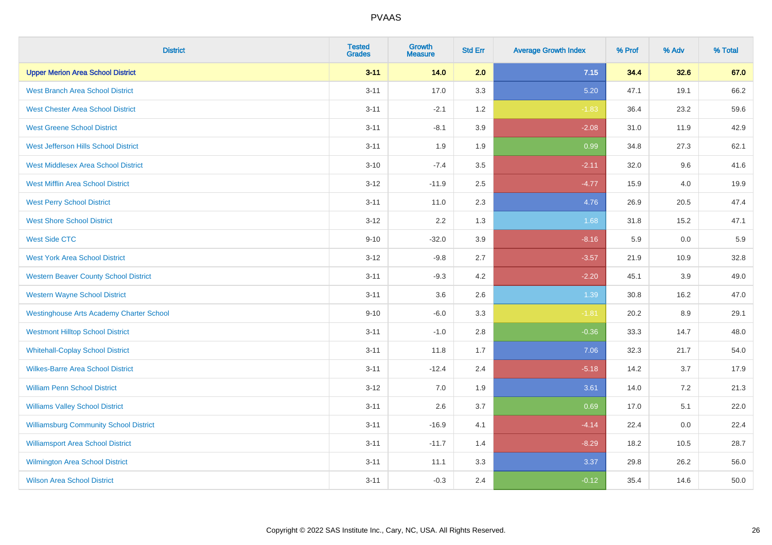| District | Tested Grades | Growth Measure | Std Err | Average Growth Index | % Prof | % Adv | % Total |
|---|---|---|---|---|---|---|---|
| **Upper Merion Area School District** | **3-11** | **14.0** | **2.0** | **7.15** | **34.4** | **32.6** | **67.0** |
| West Branch Area School District | 3-11 | 17.0 | 3.3 | 5.20 | 47.1 | 19.1 | 66.2 |
| West Chester Area School District | 3-11 | -2.1 | 1.2 | -1.83 | 36.4 | 23.2 | 59.6 |
| West Greene School District | 3-11 | -8.1 | 3.9 | -2.08 | 31.0 | 11.9 | 42.9 |
| West Jefferson Hills School District | 3-11 | 1.9 | 1.9 | 0.99 | 34.8 | 27.3 | 62.1 |
| West Middlesex Area School District | 3-10 | -7.4 | 3.5 | -2.11 | 32.0 | 9.6 | 41.6 |
| West Mifflin Area School District | 3-12 | -11.9 | 2.5 | -4.77 | 15.9 | 4.0 | 19.9 |
| West Perry School District | 3-11 | 11.0 | 2.3 | 4.76 | 26.9 | 20.5 | 47.4 |
| West Shore School District | 3-12 | 2.2 | 1.3 | 1.68 | 31.8 | 15.2 | 47.1 |
| West Side CTC | 9-10 | -32.0 | 3.9 | -8.16 | 5.9 | 0.0 | 5.9 |
| West York Area School District | 3-12 | -9.8 | 2.7 | -3.57 | 21.9 | 10.9 | 32.8 |
| Western Beaver County School District | 3-11 | -9.3 | 4.2 | -2.20 | 45.1 | 3.9 | 49.0 |
| Western Wayne School District | 3-11 | 3.6 | 2.6 | 1.39 | 30.8 | 16.2 | 47.0 |
| Westinghouse Arts Academy Charter School | 9-10 | -6.0 | 3.3 | -1.81 | 20.2 | 8.9 | 29.1 |
| Westmont Hilltop School District | 3-11 | -1.0 | 2.8 | -0.36 | 33.3 | 14.7 | 48.0 |
| Whitehall-Coplay School District | 3-11 | 11.8 | 1.7 | 7.06 | 32.3 | 21.7 | 54.0 |
| Wilkes-Barre Area School District | 3-11 | -12.4 | 2.4 | -5.18 | 14.2 | 3.7 | 17.9 |
| William Penn School District | 3-12 | 7.0 | 1.9 | 3.61 | 14.0 | 7.2 | 21.3 |
| Williams Valley School District | 3-11 | 2.6 | 3.7 | 0.69 | 17.0 | 5.1 | 22.0 |
| Williamsburg Community School District | 3-11 | -16.9 | 4.1 | -4.14 | 22.4 | 0.0 | 22.4 |
| Williamsport Area School District | 3-11 | -11.7 | 1.4 | -8.29 | 18.2 | 10.5 | 28.7 |
| Wilmington Area School District | 3-11 | 11.1 | 3.3 | 3.37 | 29.8 | 26.2 | 56.0 |
| Wilson Area School District | 3-11 | -0.3 | 2.4 | -0.12 | 35.4 | 14.6 | 50.0 |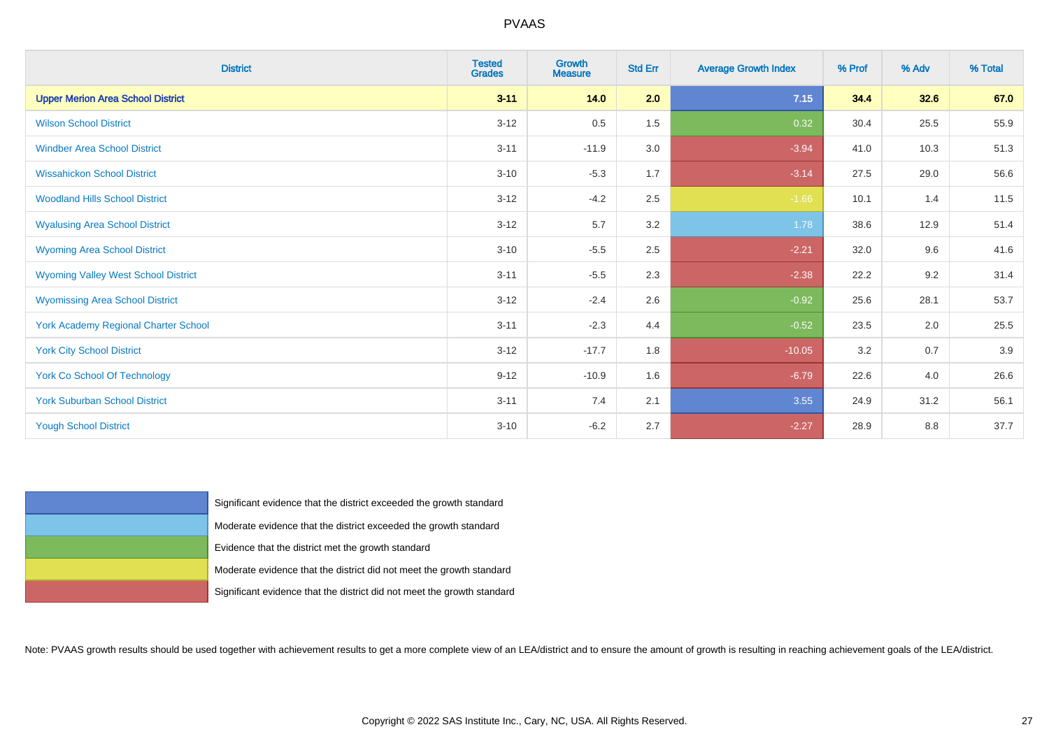PVAAS

| District | Tested Grades | Growth Measure | Std Err | Average Growth Index | % Prof | % Adv | % Total |
|---|---|---|---|---|---|---|---|
| **Upper Merion Area School District** | **3-11** | **14.0** | **2.0** | **7.15** | **34.4** | **32.6** | **67.0** |
| Wilson School District | 3-12 | 0.5 | 1.5 | 0.32 | 30.4 | 25.5 | 55.9 |
| Windber Area School District | 3-11 | -11.9 | 3.0 | -3.94 | 41.0 | 10.3 | 51.3 |
| Wissahickon School District | 3-10 | -5.3 | 1.7 | -3.14 | 27.5 | 29.0 | 56.6 |
| Woodland Hills School District | 3-12 | -4.2 | 2.5 | -1.66 | 10.1 | 1.4 | 11.5 |
| Wyalusing Area School District | 3-12 | 5.7 | 3.2 | 1.78 | 38.6 | 12.9 | 51.4 |
| Wyoming Area School District | 3-10 | -5.5 | 2.5 | -2.21 | 32.0 | 9.6 | 41.6 |
| Wyoming Valley West School District | 3-11 | -5.5 | 2.3 | -2.38 | 22.2 | 9.2 | 31.4 |
| Wyomissing Area School District | 3-12 | -2.4 | 2.6 | -0.92 | 25.6 | 28.1 | 53.7 |
| York Academy Regional Charter School | 3-11 | -2.3 | 4.4 | -0.52 | 23.5 | 2.0 | 25.5 |
| York City School District | 3-12 | -17.7 | 1.8 | -10.05 | 3.2 | 0.7 | 3.9 |
| York Co School Of Technology | 9-12 | -10.9 | 1.6 | -6.79 | 22.6 | 4.0 | 26.6 |
| York Suburban School District | 3-11 | 7.4 | 2.1 | 3.55 | 24.9 | 31.2 | 56.1 |
| Yough School District | 3-10 | -6.2 | 2.7 | -2.27 | 28.9 | 8.8 | 37.7 |

Significant evidence that the district exceeded the growth standard

Moderate evidence that the district exceeded the growth standard

Evidence that the district met the growth standard

Moderate evidence that the district did not meet the growth standard

Significant evidence that the district did not meet the growth standard

Note: PVAAS growth results should be used together with achievement results to get a more complete view of an LEA/district and to ensure the amount of growth is resulting in reaching achievement goals of the LEA/district.

Copyright © 2022 SAS Institute Inc., Cary, NC, USA. All Rights Reserved.